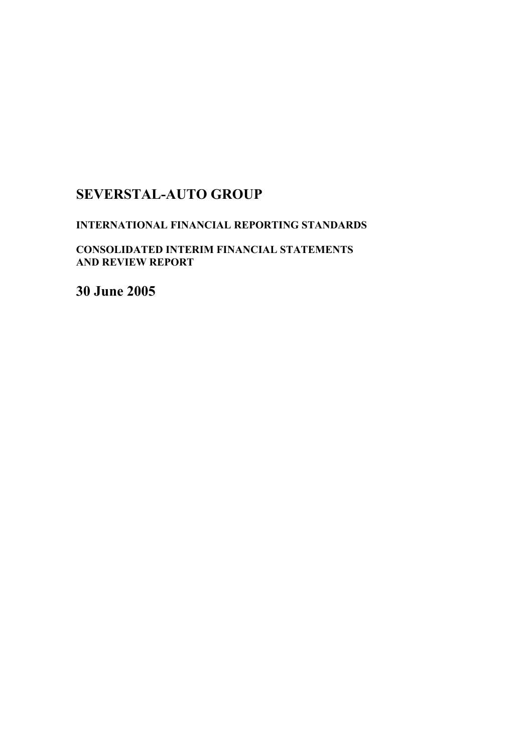# SEVERSTAL-AUTO GROUP

**INTERNATIONAL FINANCIAL REPORTING STANDARDS**

**CONSOLIDATED INTERIM FINANCIAL STATEMENTS AND REVIEW REPORT**

## 30 June 2005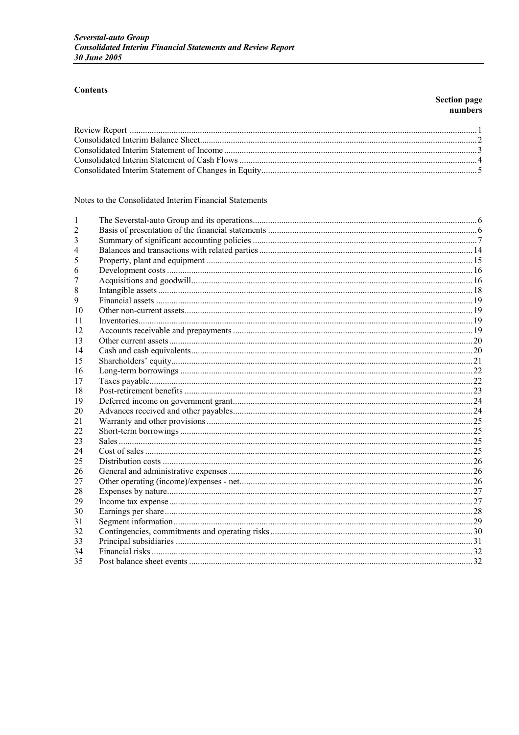## Contents

| | Section page numbers |
|---|---|
| Review Report | 1 |
| Consolidated Interim Balance Sheet | 2 |
| Consolidated Interim Statement of Income | 3 |
| Consolidated Interim Statement of Cash Flows | 4 |
| Consolidated Interim Statement of Changes in Equity | 5 |

Notes to the Consolidated Interim Financial Statements

| | | |
|---|---|---|
| 1 | The Severstal-auto Group and its operations | 6 |
| 2 | Basis of presentation of the financial statements | 6 |
| 3 | Summary of significant accounting policies | 7 |
| 4 | Balances and transactions with related parties | 14 |
| 5 | Property, plant and equipment | 15 |
| 6 | Development costs | 16 |
| 7 | Acquisitions and goodwill | 16 |
| 8 | Intangible assets | 18 |
| 9 | Financial assets | 19 |
| 10 | Other non-current assets | 19 |
| 11 | Inventories | 19 |
| 12 | Accounts receivable and prepayments | 19 |
| 13 | Other current assets | 20 |
| 14 | Cash and cash equivalents | 20 |
| 15 | Shareholders' equity | 21 |
| 16 | Long-term borrowings | 22 |
| 17 | Taxes payable | 22 |
| 18 | Post-retirement benefits | 23 |
| 19 | Deferred income on government grant | 24 |
| 20 | Advances received and other payables | 24 |
| 21 | Warranty and other provisions | 25 |
| 22 | Short-term borrowings | 25 |
| 23 | Sales | 25 |
| 24 | Cost of sales | 25 |
| 25 | Distribution costs | 26 |
| 26 | General and administrative expenses | 26 |
| 27 | Other operating (income)/expenses - net | 26 |
| 28 | Expenses by nature | 27 |
| 29 | Income tax expense | 27 |
| 30 | Earnings per share | 28 |
| 31 | Segment information | 29 |
| 32 | Contingencies, commitments and operating risks | 30 |
| 33 | Principal subsidiaries | 31 |
| 34 | Financial risks | 32 |
| 35 | Post balance sheet events | 32 |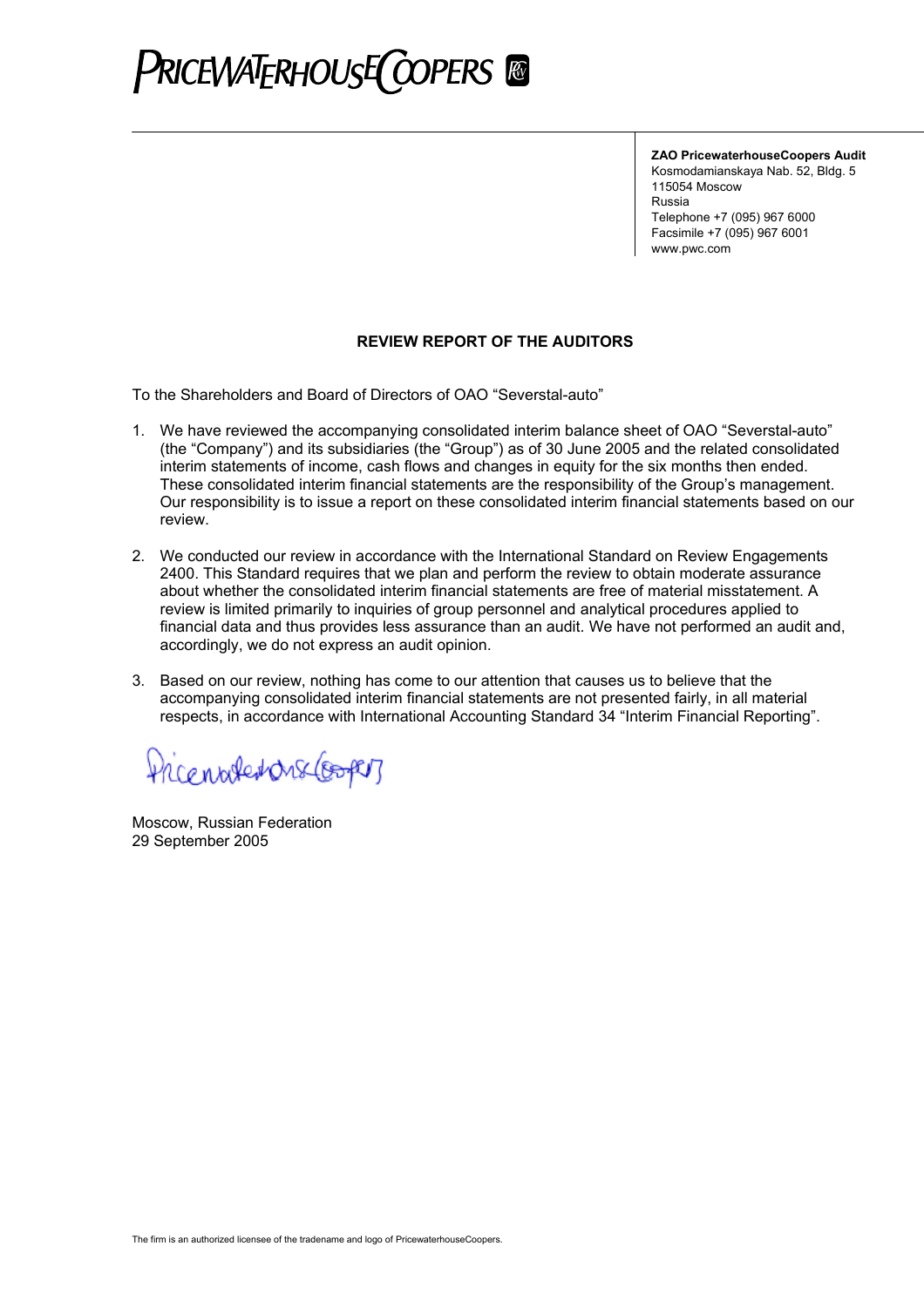**PRICEWATERHOUSECOOPERS**

**ZAO PricewaterhouseCoopers Audit**
Kosmodamianskaya Nab. 52, Bldg. 5
115054 Moscow
Russia
Telephone +7 (095) 967 6000
Facsimile +7 (095) 967 6001
www.pwc.com

## REVIEW REPORT OF THE AUDITORS

To the Shareholders and Board of Directors of OAO "Severstal-auto"

1. We have reviewed the accompanying consolidated interim balance sheet of OAO "Severstal-auto" (the "Company") and its subsidiaries (the "Group") as of 30 June 2005 and the related consolidated interim statements of income, cash flows and changes in equity for the six months then ended. These consolidated interim financial statements are the responsibility of the Group's management. Our responsibility is to issue a report on these consolidated interim financial statements based on our review.

2. We conducted our review in accordance with the International Standard on Review Engagements 2400. This Standard requires that we plan and perform the review to obtain moderate assurance about whether the consolidated interim financial statements are free of material misstatement. A review is limited primarily to inquiries of group personnel and analytical procedures applied to financial data and thus provides less assurance than an audit. We have not performed an audit and, accordingly, we do not express an audit opinion.

3. Based on our review, nothing has come to our attention that causes us to believe that the accompanying consolidated interim financial statements are not presented fairly, in all material respects, in accordance with International Accounting Standard 34 "Interim Financial Reporting".

PricewaterhouseCoopers

Moscow, Russian Federation
29 September 2005

The firm is an authorized licensee of the tradename and logo of PricewaterhouseCoopers.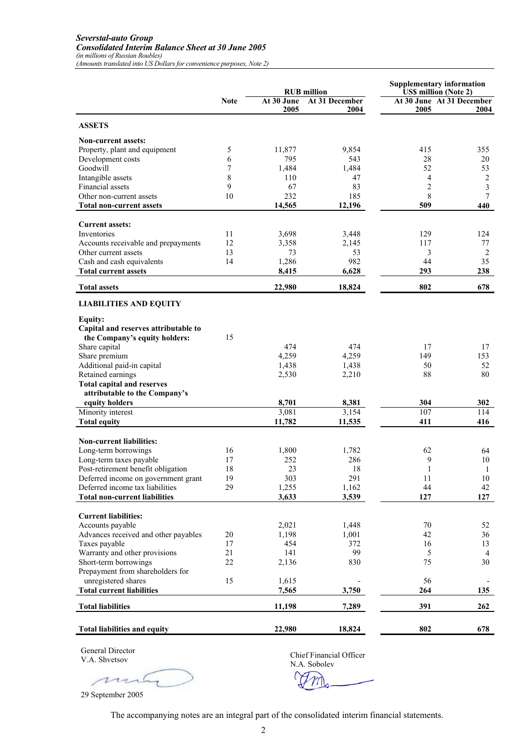*Severstal-auto Group*
***Consolidated Interim Balance Sheet at 30 June 2005***
*(in millions of Russian Roubles)*
*(Amounts translated into US Dollars for convenience purposes, Note 2)*

| | Note | RUB million | | Supplementary information US$ million (Note 2) | |
|---|---|---|---|---|---|
| | | At 30 June 2005 | At 31 December 2004 | At 30 June 2005 | At 31 December 2004 |
| **ASSETS** | | | | | |
| **Non-current assets:** | | | | | |
| Property, plant and equipment | 5 | 11,877 | 9,854 | 415 | 355 |
| Development costs | 6 | 795 | 543 | 28 | 20 |
| Goodwill | 7 | 1,484 | 1,484 | 52 | 53 |
| Intangible assets | 8 | 110 | 47 | 4 | 2 |
| Financial assets | 9 | 67 | 83 | 2 | 3 |
| Other non-current assets | 10 | 232 | 185 | 8 | 7 |
| **Total non-current assets** | | **14,565** | **12,196** | **509** | **440** |
| **Current assets:** | | | | | |
| Inventories | 11 | 3,698 | 3,448 | 129 | 124 |
| Accounts receivable and prepayments | 12 | 3,358 | 2,145 | 117 | 77 |
| Other current assets | 13 | 73 | 53 | 3 | 2 |
| Cash and cash equivalents | 14 | 1,286 | 982 | 44 | 35 |
| **Total current assets** | | **8,415** | **6,628** | **293** | **238** |
| **Total assets** | | **22,980** | **18,824** | **802** | **678** |
| **LIABILITIES AND EQUITY** | | | | | |
| **Equity:** | | | | | |
| **Capital and reserves attributable to the Company's equity holders:** | 15 | | | | |
| Share capital | | 474 | 474 | 17 | 17 |
| Share premium | | 4,259 | 4,259 | 149 | 153 |
| Additional paid-in capital | | 1,438 | 1,438 | 50 | 52 |
| Retained earnings | | 2,530 | 2,210 | 88 | 80 |
| **Total capital and reserves attributable to the Company's equity holders** | | **8,701** | **8,381** | **304** | **302** |
| Minority interest | | 3,081 | 3,154 | 107 | 114 |
| **Total equity** | | **11,782** | **11,535** | **411** | **416** |
| **Non-current liabilities:** | | | | | |
| Long-term borrowings | 16 | 1,800 | 1,782 | 62 | 64 |
| Long-term taxes payable | 17 | 252 | 286 | 9 | 10 |
| Post-retirement benefit obligation | 18 | 23 | 18 | 1 | 1 |
| Deferred income on government grant | 19 | 303 | 291 | 11 | 10 |
| Deferred income tax liabilities | 29 | 1,255 | 1,162 | 44 | 42 |
| **Total non-current liabilities** | | **3,633** | **3,539** | **127** | **127** |
| **Current liabilities:** | | | | | |
| Accounts payable | | 2,021 | 1,448 | 70 | 52 |
| Advances received and other payables | 20 | 1,198 | 1,001 | 42 | 36 |
| Taxes payable | 17 | 454 | 372 | 16 | 13 |
| Warranty and other provisions | 21 | 141 | 99 | 5 | 4 |
| Short-term borrowings | 22 | 2,136 | 830 | 75 | 30 |
| Prepayment from shareholders for unregistered shares | 15 | 1,615 | - | 56 | - |
| **Total current liabilities** | | **7,565** | **3,750** | **264** | **135** |
| **Total liabilities** | | **11,198** | **7,289** | **391** | **262** |
| **Total liabilities and equity** | | **22,980** | **18,824** | **802** | **678** |

General Director
V.A. Shvetsov

29 September 2005

Chief Financial Officer
N.A. Sobolev

The accompanying notes are an integral part of the consolidated interim financial statements.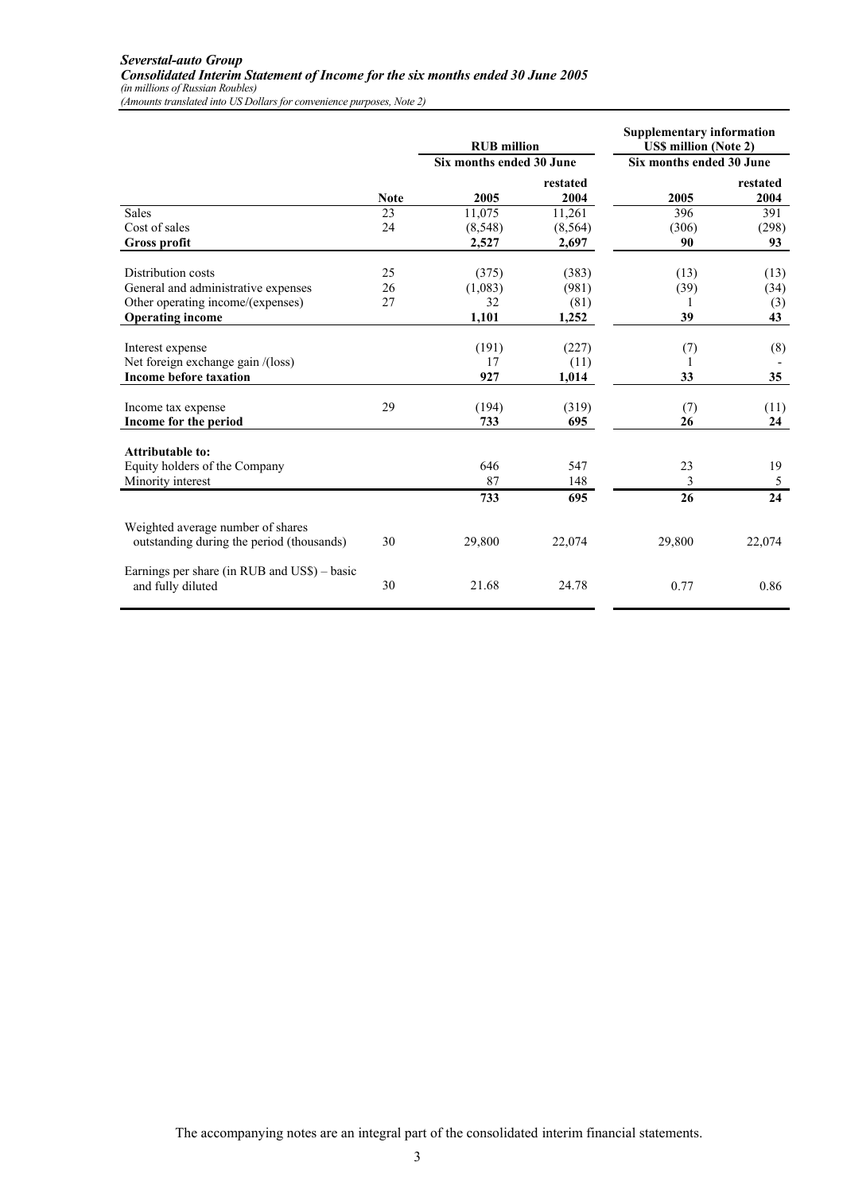***Severstal-auto Group***
***Consolidated Interim Statement of Income for the six months ended 30 June 2005***
*(in millions of Russian Roubles)*
*(Amounts translated into US Dollars for convenience purposes, Note 2)*

| | | **RUB million** | | **Supplementary information US$ million (Note 2)** | |
|---|---|---|---|---|---|
| | | **Six months ended 30 June** | | **Six months ended 30 June** | |
| | **Note** | **2005** | **restated 2004** | **2005** | **restated 2004** |
| Sales | 23 | 11,075 | 11,261 | 396 | 391 |
| Cost of sales | 24 | (8,548) | (8,564) | (306) | (298) |
| **Gross profit** | | **2,527** | **2,697** | **90** | **93** |
| Distribution costs | 25 | (375) | (383) | (13) | (13) |
| General and administrative expenses | 26 | (1,083) | (981) | (39) | (34) |
| Other operating income/(expenses) | 27 | 32 | (81) | 1 | (3) |
| **Operating income** | | **1,101** | **1,252** | **39** | **43** |
| Interest expense | | (191) | (227) | (7) | (8) |
| Net foreign exchange gain /(loss) | | 17 | (11) | 1 | - |
| **Income before taxation** | | **927** | **1,014** | **33** | **35** |
| Income tax expense | 29 | (194) | (319) | (7) | (11) |
| **Income for the period** | | **733** | **695** | **26** | **24** |
| **Attributable to:** | | | | | |
| Equity holders of the Company | | 646 | 547 | 23 | 19 |
| Minority interest | | 87 | 148 | 3 | 5 |
| | | **733** | **695** | **26** | **24** |
| Weighted average number of shares outstanding during the period (thousands) | 30 | 29,800 | 22,074 | 29,800 | 22,074 |
| Earnings per share (in RUB and US$) – basic and fully diluted | 30 | 21.68 | 24.78 | 0.77 | 0.86 |

The accompanying notes are an integral part of the consolidated interim financial statements.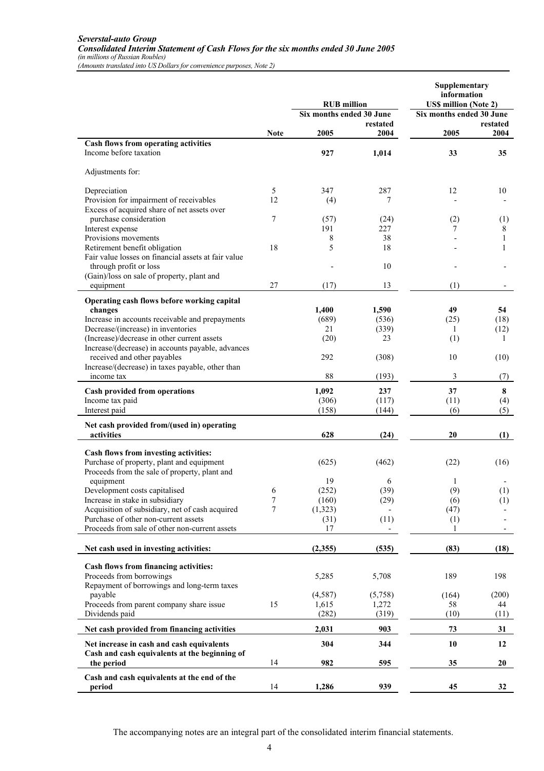***Severstal-auto Group***
***Consolidated Interim Statement of Cash Flows for the six months ended 30 June 2005***
*(in millions of Russian Roubles)*
*(Amounts translated into US Dollars for convenience purposes, Note 2)*

| | Note | RUB million | | Supplementary information US$ million (Note 2) | |
|---|---|---|---|---|---|
| | | Six months ended 30 June | | Six months ended 30 June | |
| | | 2005 | restated 2004 | 2005 | restated 2004 |
| **Cash flows from operating activities** | | | | | |
| Income before taxation | | **927** | **1,014** | **33** | **35** |
| Adjustments for: | | | | | |
| Depreciation | 5 | 347 | 287 | 12 | 10 |
| Provision for impairment of receivables | 12 | (4) | 7 | - | - |
| Excess of acquired share of net assets over purchase consideration | 7 | (57) | (24) | (2) | (1) |
| Interest expense | | 191 | 227 | 7 | 8 |
| Provisions movements | | 8 | 38 | - | 1 |
| Retirement benefit obligation | 18 | 5 | 18 | - | 1 |
| Fair value losses on financial assets at fair value through profit or loss | | - | 10 | - | - |
| (Gain)/loss on sale of property, plant and equipment | 27 | (17) | 13 | (1) | - |
| **Operating cash flows before working capital changes** | | **1,400** | **1,590** | **49** | **54** |
| Increase in accounts receivable and prepayments | | (689) | (536) | (25) | (18) |
| Decrease/(increase) in inventories | | 21 | (339) | 1 | (12) |
| (Increase)/decrease in other current assets | | (20) | 23 | (1) | 1 |
| Increase/(decrease) in accounts payable, advances received and other payables | | 292 | (308) | 10 | (10) |
| Increase/(decrease) in taxes payable, other than income tax | | 88 | (193) | 3 | (7) |
| **Cash provided from operations** | | **1,092** | **237** | **37** | **8** |
| Income tax paid | | (306) | (117) | (11) | (4) |
| Interest paid | | (158) | (144) | (6) | (5) |
| **Net cash provided from/(used in) operating activities** | | **628** | **(24)** | **20** | **(1)** |
| **Cash flows from investing activities:** | | | | | |
| Purchase of property, plant and equipment | | (625) | (462) | (22) | (16) |
| Proceeds from the sale of property, plant and equipment | | 19 | 6 | 1 | - |
| Development costs capitalised | 6 | (252) | (39) | (9) | (1) |
| Increase in stake in subsidiary | 7 | (160) | (29) | (6) | (1) |
| Acquisition of subsidiary, net of cash acquired | 7 | (1,323) | - | (47) | - |
| Purchase of other non-current assets | | (31) | (11) | (1) | - |
| Proceeds from sale of other non-current assets | | 17 | - | 1 | - |
| **Net cash used in investing activities:** | | **(2,355)** | **(535)** | **(83)** | **(18)** |
| **Cash flows from financing activities:** | | | | | |
| Proceeds from borrowings | | 5,285 | 5,708 | 189 | 198 |
| Repayment of borrowings and long-term taxes payable | | (4,587) | (5,758) | (164) | (200) |
| Proceeds from parent company share issue | 15 | 1,615 | 1,272 | 58 | 44 |
| Dividends paid | | (282) | (319) | (10) | (11) |
| **Net cash provided from financing activities** | | **2,031** | **903** | **73** | **31** |
| **Net increase in cash and cash equivalents** | | **304** | **344** | **10** | **12** |
| **Cash and cash equivalents at the beginning of the period** | 14 | **982** | **595** | **35** | **20** |
| **Cash and cash equivalents at the end of the period** | 14 | **1,286** | **939** | **45** | **32** |

The accompanying notes are an integral part of the consolidated interim financial statements.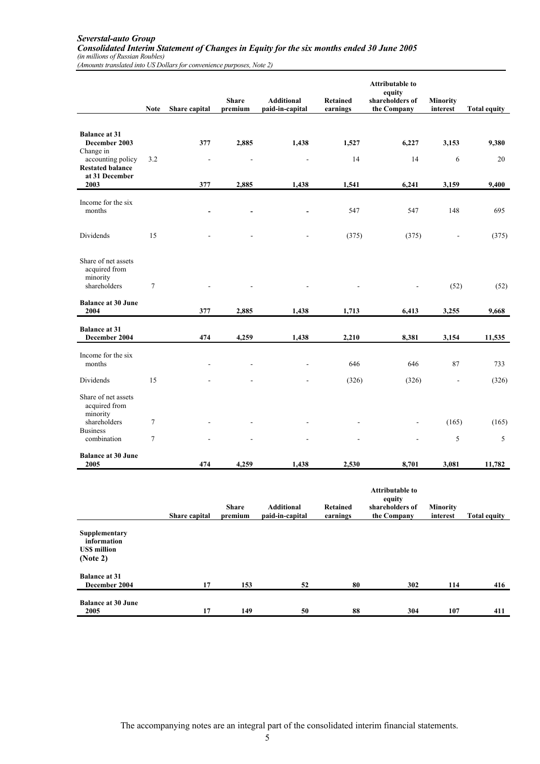***Severstal-auto Group***
***Consolidated Interim Statement of Changes in Equity for the six months ended 30 June 2005***
*(in millions of Russian Roubles)*
*(Amounts translated into US Dollars for convenience purposes, Note 2)*

| | Note | Share capital | Share premium | Additional paid-in-capital | Retained earnings | Attributable to equity shareholders of the Company | Minority interest | Total equity |
|---|---|---|---|---|---|---|---|---|
| **Balance at 31 December 2003** | | **377** | **2,885** | **1,438** | **1,527** | **6,227** | **3,153** | **9,380** |
| Change in accounting policy | 3.2 | - | - | - | 14 | 14 | 6 | 20 |
| **Restated balance at 31 December 2003** | | **377** | **2,885** | **1,438** | **1,541** | **6,241** | **3,159** | **9,400** |
| Income for the six months | | **-** | **-** | **-** | 547 | 547 | 148 | 695 |
| Dividends | 15 | - | - | - | (375) | (375) | - | (375) |
| Share of net assets acquired from minority shareholders | 7 | - | - | - | - | - | (52) | (52) |
| **Balance at 30 June 2004** | | **377** | **2,885** | **1,438** | **1,713** | **6,413** | **3,255** | **9,668** |
| **Balance at 31 December 2004** | | **474** | **4,259** | **1,438** | **2,210** | **8,381** | **3,154** | **11,535** |
| Income for the six months | | - | - | - | 646 | 646 | 87 | 733 |
| Dividends | 15 | - | - | - | (326) | (326) | - | (326) |
| Share of net assets acquired from minority shareholders | 7 | - | - | - | - | - | (165) | (165) |
| Business combination | 7 | - | - | - | - | - | 5 | 5 |
| **Balance at 30 June 2005** | | **474** | **4,259** | **1,438** | **2,530** | **8,701** | **3,081** | **11,782** |

| | Share capital | Share premium | Additional paid-in-capital | Retained earnings | Attributable to equity shareholders of the Company | Minority interest | Total equity |
|---|---|---|---|---|---|---|---|
| **Supplementary information US$ million (Note 2)** | | | | | | | |
| **Balance at 31 December 2004** | **17** | **153** | **52** | **80** | **302** | **114** | **416** |
| **Balance at 30 June 2005** | **17** | **149** | **50** | **88** | **304** | **107** | **411** |

The accompanying notes are an integral part of the consolidated interim financial statements.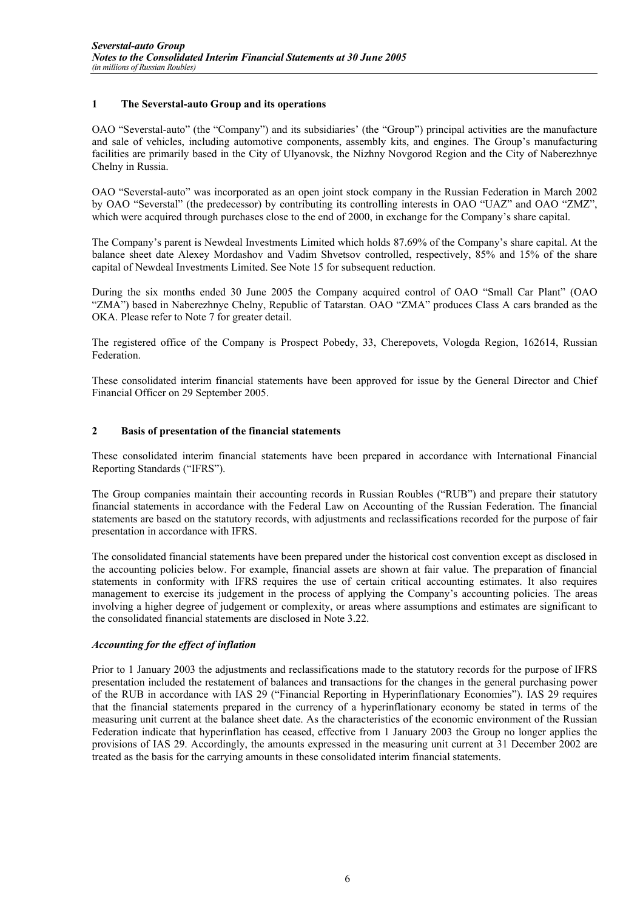## 1 The Severstal-auto Group and its operations

OAO "Severstal-auto" (the "Company") and its subsidiaries' (the "Group") principal activities are the manufacture and sale of vehicles, including automotive components, assembly kits, and engines. The Group's manufacturing facilities are primarily based in the City of Ulyanovsk, the Nizhny Novgorod Region and the City of Naberezhnye Chelny in Russia.

OAO "Severstal-auto" was incorporated as an open joint stock company in the Russian Federation in March 2002 by OAO "Severstal" (the predecessor) by contributing its controlling interests in OAO "UAZ" and OAO "ZMZ", which were acquired through purchases close to the end of 2000, in exchange for the Company's share capital.

The Company's parent is Newdeal Investments Limited which holds 87.69% of the Company's share capital. At the balance sheet date Alexey Mordashov and Vadim Shvetsov controlled, respectively, 85% and 15% of the share capital of Newdeal Investments Limited. See Note 15 for subsequent reduction.

During the six months ended 30 June 2005 the Company acquired control of OAO "Small Car Plant" (OAO "ZMA") based in Naberezhnye Chelny, Republic of Tatarstan. OAO "ZMA" produces Class A cars branded as the OKA. Please refer to Note 7 for greater detail.

The registered office of the Company is Prospect Pobedy, 33, Cherepovets, Vologda Region, 162614, Russian Federation.

These consolidated interim financial statements have been approved for issue by the General Director and Chief Financial Officer on 29 September 2005.

## 2 Basis of presentation of the financial statements

These consolidated interim financial statements have been prepared in accordance with International Financial Reporting Standards ("IFRS").

The Group companies maintain their accounting records in Russian Roubles ("RUB") and prepare their statutory financial statements in accordance with the Federal Law on Accounting of the Russian Federation. The financial statements are based on the statutory records, with adjustments and reclassifications recorded for the purpose of fair presentation in accordance with IFRS.

The consolidated financial statements have been prepared under the historical cost convention except as disclosed in the accounting policies below. For example, financial assets are shown at fair value. The preparation of financial statements in conformity with IFRS requires the use of certain critical accounting estimates. It also requires management to exercise its judgement in the process of applying the Company's accounting policies. The areas involving a higher degree of judgement or complexity, or areas where assumptions and estimates are significant to the consolidated financial statements are disclosed in Note 3.22.

### *Accounting for the effect of inflation*

Prior to 1 January 2003 the adjustments and reclassifications made to the statutory records for the purpose of IFRS presentation included the restatement of balances and transactions for the changes in the general purchasing power of the RUB in accordance with IAS 29 ("Financial Reporting in Hyperinflationary Economies"). IAS 29 requires that the financial statements prepared in the currency of a hyperinflationary economy be stated in terms of the measuring unit current at the balance sheet date. As the characteristics of the economic environment of the Russian Federation indicate that hyperinflation has ceased, effective from 1 January 2003 the Group no longer applies the provisions of IAS 29. Accordingly, the amounts expressed in the measuring unit current at 31 December 2002 are treated as the basis for the carrying amounts in these consolidated interim financial statements.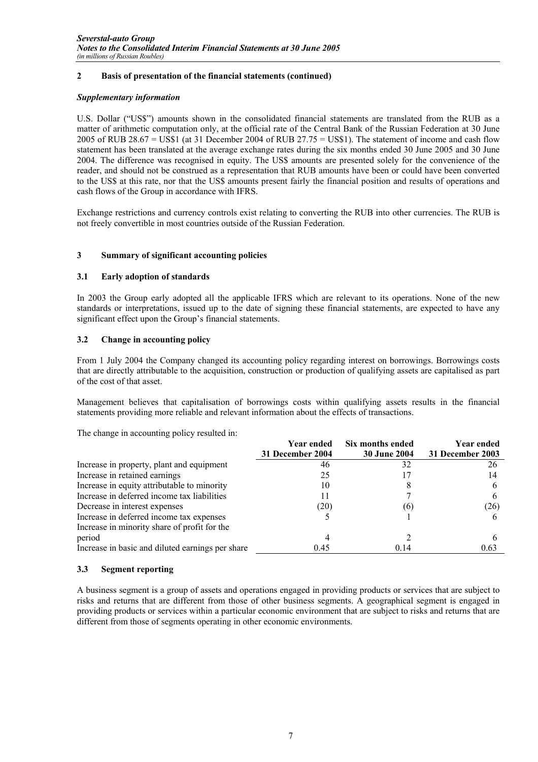## 2 Basis of presentation of the financial statements (continued)

### *Supplementary information*

U.S. Dollar ("US$") amounts shown in the consolidated financial statements are translated from the RUB as a matter of arithmetic computation only, at the official rate of the Central Bank of the Russian Federation at 30 June 2005 of RUB 28.67 = US$1 (at 31 December 2004 of RUB 27.75 = US$1). The statement of income and cash flow statement has been translated at the average exchange rates during the six months ended 30 June 2005 and 30 June 2004. The difference was recognised in equity. The US$ amounts are presented solely for the convenience of the reader, and should not be construed as a representation that RUB amounts have been or could have been converted to the US$ at this rate, nor that the US$ amounts present fairly the financial position and results of operations and cash flows of the Group in accordance with IFRS.

Exchange restrictions and currency controls exist relating to converting the RUB into other currencies. The RUB is not freely convertible in most countries outside of the Russian Federation.

## 3 Summary of significant accounting policies

### 3.1 Early adoption of standards

In 2003 the Group early adopted all the applicable IFRS which are relevant to its operations. None of the new standards or interpretations, issued up to the date of signing these financial statements, are expected to have any significant effect upon the Group's financial statements.

### 3.2 Change in accounting policy

From 1 July 2004 the Company changed its accounting policy regarding interest on borrowings. Borrowings costs that are directly attributable to the acquisition, construction or production of qualifying assets are capitalised as part of the cost of that asset.

Management believes that capitalisation of borrowings costs within qualifying assets results in the financial statements providing more reliable and relevant information about the effects of transactions.

The change in accounting policy resulted in:

| | Year ended 31 December 2004 | Six months ended 30 June 2004 | Year ended 31 December 2003 |
|---|---|---|---|
| Increase in property, plant and equipment | 46 | 32 | 26 |
| Increase in retained earnings | 25 | 17 | 14 |
| Increase in equity attributable to minority | 10 | 8 | 6 |
| Increase in deferred income tax liabilities | 11 | 7 | 6 |
| Decrease in interest expenses | (20) | (6) | (26) |
| Increase in deferred income tax expenses | 5 | 1 | 6 |
| Increase in minority share of profit for the period | 4 | 2 | 6 |
| Increase in basic and diluted earnings per share | 0.45 | 0.14 | 0.63 |

### 3.3 Segment reporting

A business segment is a group of assets and operations engaged in providing products or services that are subject to risks and returns that are different from those of other business segments. A geographical segment is engaged in providing products or services within a particular economic environment that are subject to risks and returns that are different from those of segments operating in other economic environments.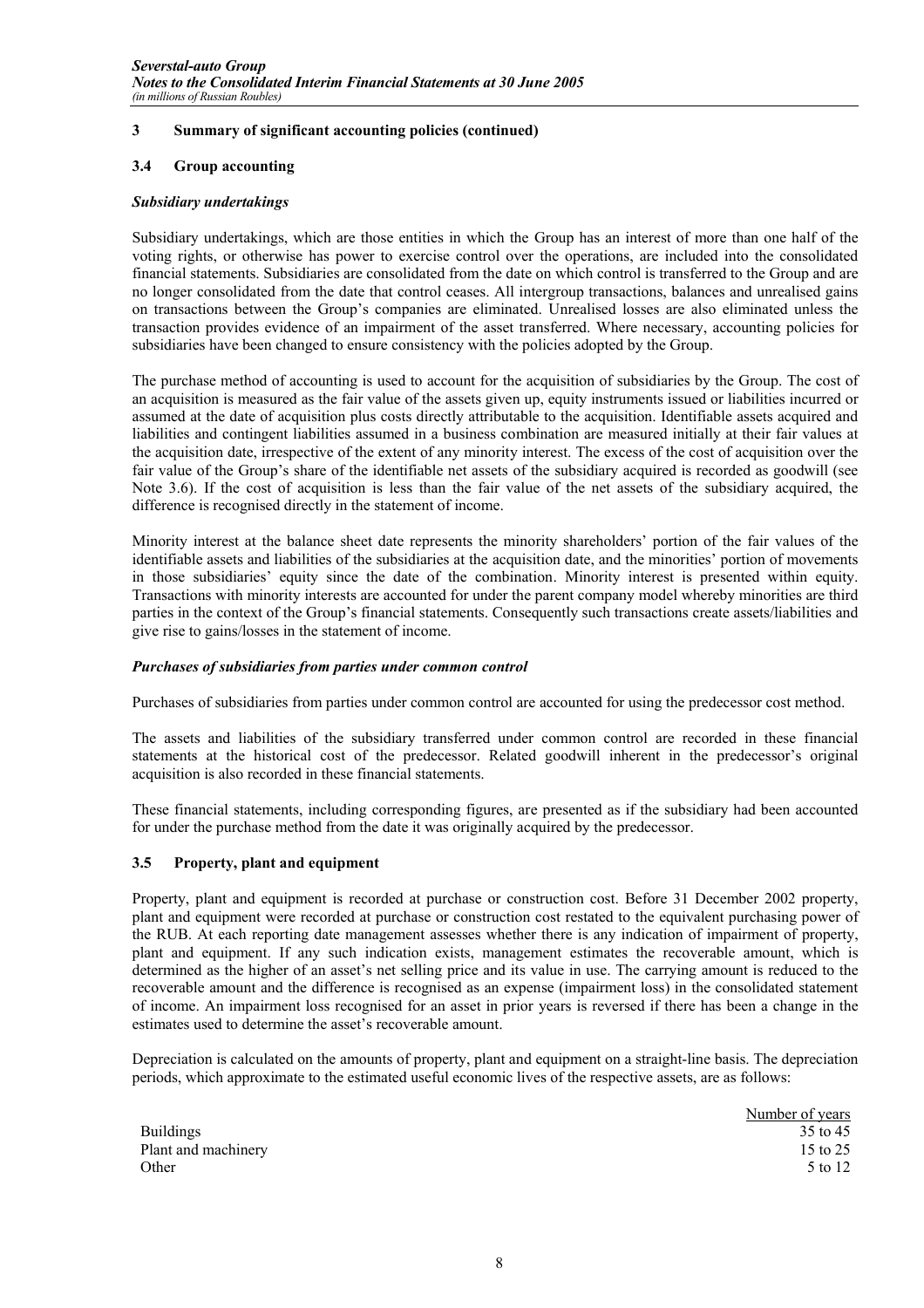## 3 Summary of significant accounting policies (continued)

### 3.4 Group accounting

***Subsidiary undertakings***

Subsidiary undertakings, which are those entities in which the Group has an interest of more than one half of the voting rights, or otherwise has power to exercise control over the operations, are included into the consolidated financial statements. Subsidiaries are consolidated from the date on which control is transferred to the Group and are no longer consolidated from the date that control ceases. All intergroup transactions, balances and unrealised gains on transactions between the Group's companies are eliminated. Unrealised losses are also eliminated unless the transaction provides evidence of an impairment of the asset transferred. Where necessary, accounting policies for subsidiaries have been changed to ensure consistency with the policies adopted by the Group.

The purchase method of accounting is used to account for the acquisition of subsidiaries by the Group. The cost of an acquisition is measured as the fair value of the assets given up, equity instruments issued or liabilities incurred or assumed at the date of acquisition plus costs directly attributable to the acquisition. Identifiable assets acquired and liabilities and contingent liabilities assumed in a business combination are measured initially at their fair values at the acquisition date, irrespective of the extent of any minority interest. The excess of the cost of acquisition over the fair value of the Group's share of the identifiable net assets of the subsidiary acquired is recorded as goodwill (see Note 3.6). If the cost of acquisition is less than the fair value of the net assets of the subsidiary acquired, the difference is recognised directly in the statement of income.

Minority interest at the balance sheet date represents the minority shareholders' portion of the fair values of the identifiable assets and liabilities of the subsidiaries at the acquisition date, and the minorities' portion of movements in those subsidiaries' equity since the date of the combination. Minority interest is presented within equity. Transactions with minority interests are accounted for under the parent company model whereby minorities are third parties in the context of the Group's financial statements. Consequently such transactions create assets/liabilities and give rise to gains/losses in the statement of income.

***Purchases of subsidiaries from parties under common control***

Purchases of subsidiaries from parties under common control are accounted for using the predecessor cost method.

The assets and liabilities of the subsidiary transferred under common control are recorded in these financial statements at the historical cost of the predecessor. Related goodwill inherent in the predecessor's original acquisition is also recorded in these financial statements.

These financial statements, including corresponding figures, are presented as if the subsidiary had been accounted for under the purchase method from the date it was originally acquired by the predecessor.

### 3.5 Property, plant and equipment

Property, plant and equipment is recorded at purchase or construction cost. Before 31 December 2002 property, plant and equipment were recorded at purchase or construction cost restated to the equivalent purchasing power of the RUB. At each reporting date management assesses whether there is any indication of impairment of property, plant and equipment. If any such indication exists, management estimates the recoverable amount, which is determined as the higher of an asset's net selling price and its value in use. The carrying amount is reduced to the recoverable amount and the difference is recognised as an expense (impairment loss) in the consolidated statement of income. An impairment loss recognised for an asset in prior years is reversed if there has been a change in the estimates used to determine the asset's recoverable amount.

Depreciation is calculated on the amounts of property, plant and equipment on a straight-line basis. The depreciation periods, which approximate to the estimated useful economic lives of the respective assets, are as follows:

| | Number of years |
|---|---|
| Buildings | 35 to 45 |
| Plant and machinery | 15 to 25 |
| Other | 5 to 12 |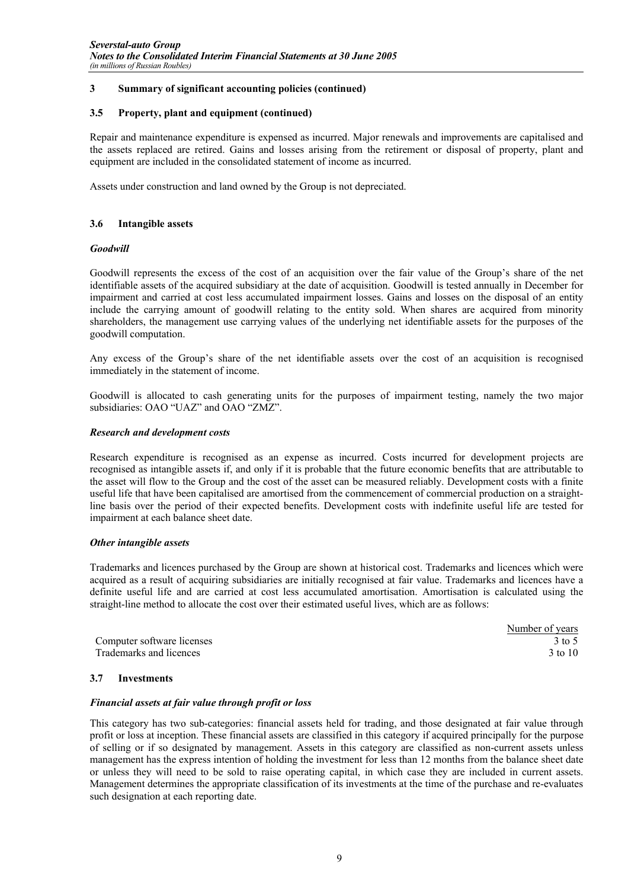## 3 Summary of significant accounting policies (continued)

### 3.5 Property, plant and equipment (continued)

Repair and maintenance expenditure is expensed as incurred. Major renewals and improvements are capitalised and the assets replaced are retired. Gains and losses arising from the retirement or disposal of property, plant and equipment are included in the consolidated statement of income as incurred.

Assets under construction and land owned by the Group is not depreciated.

### 3.6 Intangible assets

***Goodwill***

Goodwill represents the excess of the cost of an acquisition over the fair value of the Group's share of the net identifiable assets of the acquired subsidiary at the date of acquisition. Goodwill is tested annually in December for impairment and carried at cost less accumulated impairment losses. Gains and losses on the disposal of an entity include the carrying amount of goodwill relating to the entity sold. When shares are acquired from minority shareholders, the management use carrying values of the underlying net identifiable assets for the purposes of the goodwill computation.

Any excess of the Group's share of the net identifiable assets over the cost of an acquisition is recognised immediately in the statement of income.

Goodwill is allocated to cash generating units for the purposes of impairment testing, namely the two major subsidiaries: OAO "UAZ" and OAO "ZMZ".

***Research and development costs***

Research expenditure is recognised as an expense as incurred. Costs incurred for development projects are recognised as intangible assets if, and only if it is probable that the future economic benefits that are attributable to the asset will flow to the Group and the cost of the asset can be measured reliably. Development costs with a finite useful life that have been capitalised are amortised from the commencement of commercial production on a straight-line basis over the period of their expected benefits. Development costs with indefinite useful life are tested for impairment at each balance sheet date.

***Other intangible assets***

Trademarks and licences purchased by the Group are shown at historical cost. Trademarks and licences which were acquired as a result of acquiring subsidiaries are initially recognised at fair value. Trademarks and licences have a definite useful life and are carried at cost less accumulated amortisation. Amortisation is calculated using the straight-line method to allocate the cost over their estimated useful lives, which are as follows:

| | Number of years |
|---|---|
| Computer software licenses | 3 to 5 |
| Trademarks and licences | 3 to 10 |

### 3.7 Investments

***Financial assets at fair value through profit or loss***

This category has two sub-categories: financial assets held for trading, and those designated at fair value through profit or loss at inception. These financial assets are classified in this category if acquired principally for the purpose of selling or if so designated by management. Assets in this category are classified as non-current assets unless management has the express intention of holding the investment for less than 12 months from the balance sheet date or unless they will need to be sold to raise operating capital, in which case they are included in current assets. Management determines the appropriate classification of its investments at the time of the purchase and re-evaluates such designation at each reporting date.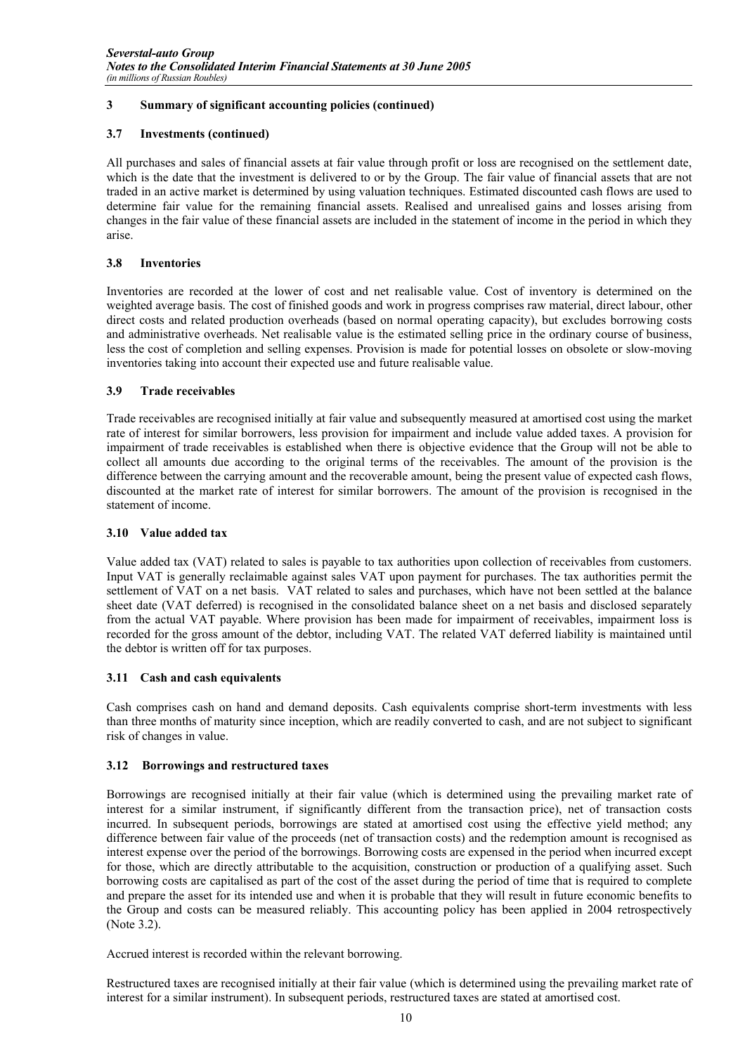## 3 Summary of significant accounting policies (continued)

### 3.7 Investments (continued)

All purchases and sales of financial assets at fair value through profit or loss are recognised on the settlement date, which is the date that the investment is delivered to or by the Group. The fair value of financial assets that are not traded in an active market is determined by using valuation techniques. Estimated discounted cash flows are used to determine fair value for the remaining financial assets. Realised and unrealised gains and losses arising from changes in the fair value of these financial assets are included in the statement of income in the period in which they arise.

### 3.8 Inventories

Inventories are recorded at the lower of cost and net realisable value. Cost of inventory is determined on the weighted average basis. The cost of finished goods and work in progress comprises raw material, direct labour, other direct costs and related production overheads (based on normal operating capacity), but excludes borrowing costs and administrative overheads. Net realisable value is the estimated selling price in the ordinary course of business, less the cost of completion and selling expenses. Provision is made for potential losses on obsolete or slow-moving inventories taking into account their expected use and future realisable value.

### 3.9 Trade receivables

Trade receivables are recognised initially at fair value and subsequently measured at amortised cost using the market rate of interest for similar borrowers, less provision for impairment and include value added taxes. A provision for impairment of trade receivables is established when there is objective evidence that the Group will not be able to collect all amounts due according to the original terms of the receivables. The amount of the provision is the difference between the carrying amount and the recoverable amount, being the present value of expected cash flows, discounted at the market rate of interest for similar borrowers. The amount of the provision is recognised in the statement of income.

### 3.10 Value added tax

Value added tax (VAT) related to sales is payable to tax authorities upon collection of receivables from customers. Input VAT is generally reclaimable against sales VAT upon payment for purchases. The tax authorities permit the settlement of VAT on a net basis. VAT related to sales and purchases, which have not been settled at the balance sheet date (VAT deferred) is recognised in the consolidated balance sheet on a net basis and disclosed separately from the actual VAT payable. Where provision has been made for impairment of receivables, impairment loss is recorded for the gross amount of the debtor, including VAT. The related VAT deferred liability is maintained until the debtor is written off for tax purposes.

### 3.11 Cash and cash equivalents

Cash comprises cash on hand and demand deposits. Cash equivalents comprise short-term investments with less than three months of maturity since inception, which are readily converted to cash, and are not subject to significant risk of changes in value.

### 3.12 Borrowings and restructured taxes

Borrowings are recognised initially at their fair value (which is determined using the prevailing market rate of interest for a similar instrument, if significantly different from the transaction price), net of transaction costs incurred. In subsequent periods, borrowings are stated at amortised cost using the effective yield method; any difference between fair value of the proceeds (net of transaction costs) and the redemption amount is recognised as interest expense over the period of the borrowings. Borrowing costs are expensed in the period when incurred except for those, which are directly attributable to the acquisition, construction or production of a qualifying asset. Such borrowing costs are capitalised as part of the cost of the asset during the period of time that is required to complete and prepare the asset for its intended use and when it is probable that they will result in future economic benefits to the Group and costs can be measured reliably. This accounting policy has been applied in 2004 retrospectively (Note 3.2).

Accrued interest is recorded within the relevant borrowing.

Restructured taxes are recognised initially at their fair value (which is determined using the prevailing market rate of interest for a similar instrument). In subsequent periods, restructured taxes are stated at amortised cost.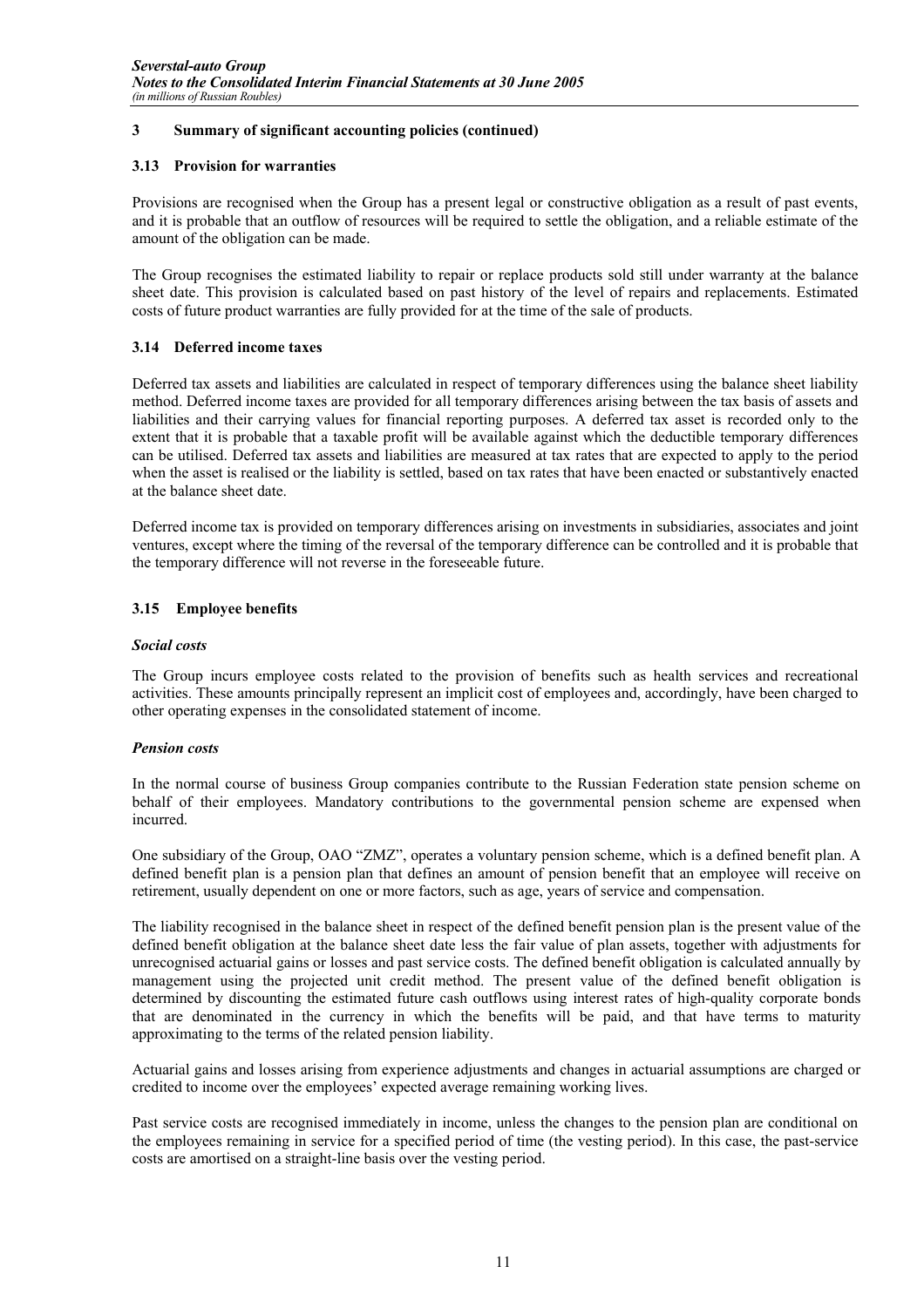## 3 Summary of significant accounting policies (continued)

### 3.13 Provision for warranties

Provisions are recognised when the Group has a present legal or constructive obligation as a result of past events, and it is probable that an outflow of resources will be required to settle the obligation, and a reliable estimate of the amount of the obligation can be made.

The Group recognises the estimated liability to repair or replace products sold still under warranty at the balance sheet date. This provision is calculated based on past history of the level of repairs and replacements. Estimated costs of future product warranties are fully provided for at the time of the sale of products.

### 3.14 Deferred income taxes

Deferred tax assets and liabilities are calculated in respect of temporary differences using the balance sheet liability method. Deferred income taxes are provided for all temporary differences arising between the tax basis of assets and liabilities and their carrying values for financial reporting purposes. A deferred tax asset is recorded only to the extent that it is probable that a taxable profit will be available against which the deductible temporary differences can be utilised. Deferred tax assets and liabilities are measured at tax rates that are expected to apply to the period when the asset is realised or the liability is settled, based on tax rates that have been enacted or substantively enacted at the balance sheet date.

Deferred income tax is provided on temporary differences arising on investments in subsidiaries, associates and joint ventures, except where the timing of the reversal of the temporary difference can be controlled and it is probable that the temporary difference will not reverse in the foreseeable future.

### 3.15 Employee benefits

***Social costs***

The Group incurs employee costs related to the provision of benefits such as health services and recreational activities. These amounts principally represent an implicit cost of employees and, accordingly, have been charged to other operating expenses in the consolidated statement of income.

***Pension costs***

In the normal course of business Group companies contribute to the Russian Federation state pension scheme on behalf of their employees. Mandatory contributions to the governmental pension scheme are expensed when incurred.

One subsidiary of the Group, OAO "ZMZ", operates a voluntary pension scheme, which is a defined benefit plan. A defined benefit plan is a pension plan that defines an amount of pension benefit that an employee will receive on retirement, usually dependent on one or more factors, such as age, years of service and compensation.

The liability recognised in the balance sheet in respect of the defined benefit pension plan is the present value of the defined benefit obligation at the balance sheet date less the fair value of plan assets, together with adjustments for unrecognised actuarial gains or losses and past service costs. The defined benefit obligation is calculated annually by management using the projected unit credit method. The present value of the defined benefit obligation is determined by discounting the estimated future cash outflows using interest rates of high-quality corporate bonds that are denominated in the currency in which the benefits will be paid, and that have terms to maturity approximating to the terms of the related pension liability.

Actuarial gains and losses arising from experience adjustments and changes in actuarial assumptions are charged or credited to income over the employees' expected average remaining working lives.

Past service costs are recognised immediately in income, unless the changes to the pension plan are conditional on the employees remaining in service for a specified period of time (the vesting period). In this case, the past-service costs are amortised on a straight-line basis over the vesting period.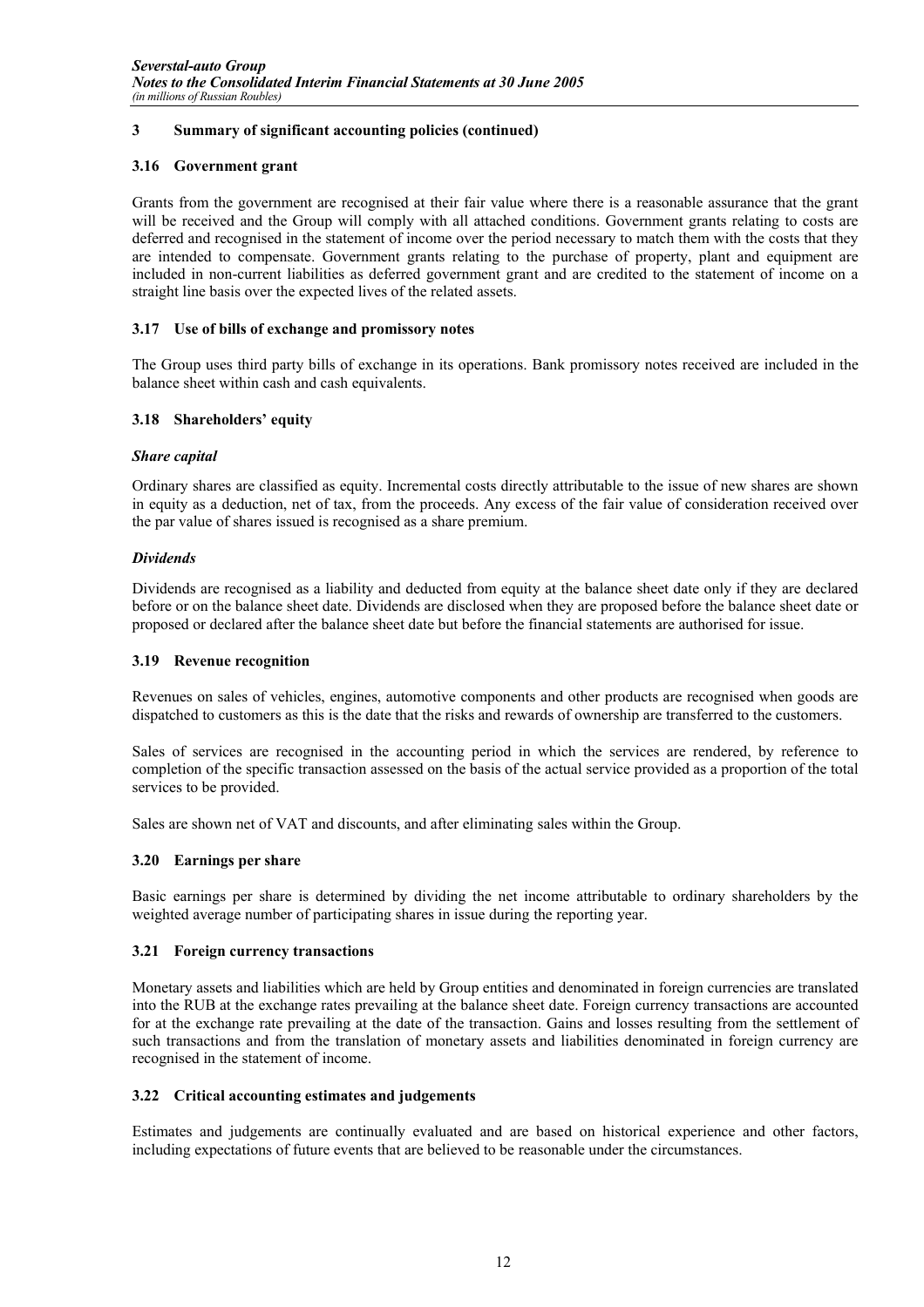## 3 Summary of significant accounting policies (continued)

### 3.16 Government grant

Grants from the government are recognised at their fair value where there is a reasonable assurance that the grant will be received and the Group will comply with all attached conditions. Government grants relating to costs are deferred and recognised in the statement of income over the period necessary to match them with the costs that they are intended to compensate. Government grants relating to the purchase of property, plant and equipment are included in non-current liabilities as deferred government grant and are credited to the statement of income on a straight line basis over the expected lives of the related assets.

### 3.17 Use of bills of exchange and promissory notes

The Group uses third party bills of exchange in its operations. Bank promissory notes received are included in the balance sheet within cash and cash equivalents.

### 3.18 Shareholders' equity

***Share capital***

Ordinary shares are classified as equity. Incremental costs directly attributable to the issue of new shares are shown in equity as a deduction, net of tax, from the proceeds. Any excess of the fair value of consideration received over the par value of shares issued is recognised as a share premium.

***Dividends***

Dividends are recognised as a liability and deducted from equity at the balance sheet date only if they are declared before or on the balance sheet date. Dividends are disclosed when they are proposed before the balance sheet date or proposed or declared after the balance sheet date but before the financial statements are authorised for issue.

### 3.19 Revenue recognition

Revenues on sales of vehicles, engines, automotive components and other products are recognised when goods are dispatched to customers as this is the date that the risks and rewards of ownership are transferred to the customers.

Sales of services are recognised in the accounting period in which the services are rendered, by reference to completion of the specific transaction assessed on the basis of the actual service provided as a proportion of the total services to be provided.

Sales are shown net of VAT and discounts, and after eliminating sales within the Group.

### 3.20 Earnings per share

Basic earnings per share is determined by dividing the net income attributable to ordinary shareholders by the weighted average number of participating shares in issue during the reporting year.

### 3.21 Foreign currency transactions

Monetary assets and liabilities which are held by Group entities and denominated in foreign currencies are translated into the RUB at the exchange rates prevailing at the balance sheet date. Foreign currency transactions are accounted for at the exchange rate prevailing at the date of the transaction. Gains and losses resulting from the settlement of such transactions and from the translation of monetary assets and liabilities denominated in foreign currency are recognised in the statement of income.

### 3.22 Critical accounting estimates and judgements

Estimates and judgements are continually evaluated and are based on historical experience and other factors, including expectations of future events that are believed to be reasonable under the circumstances.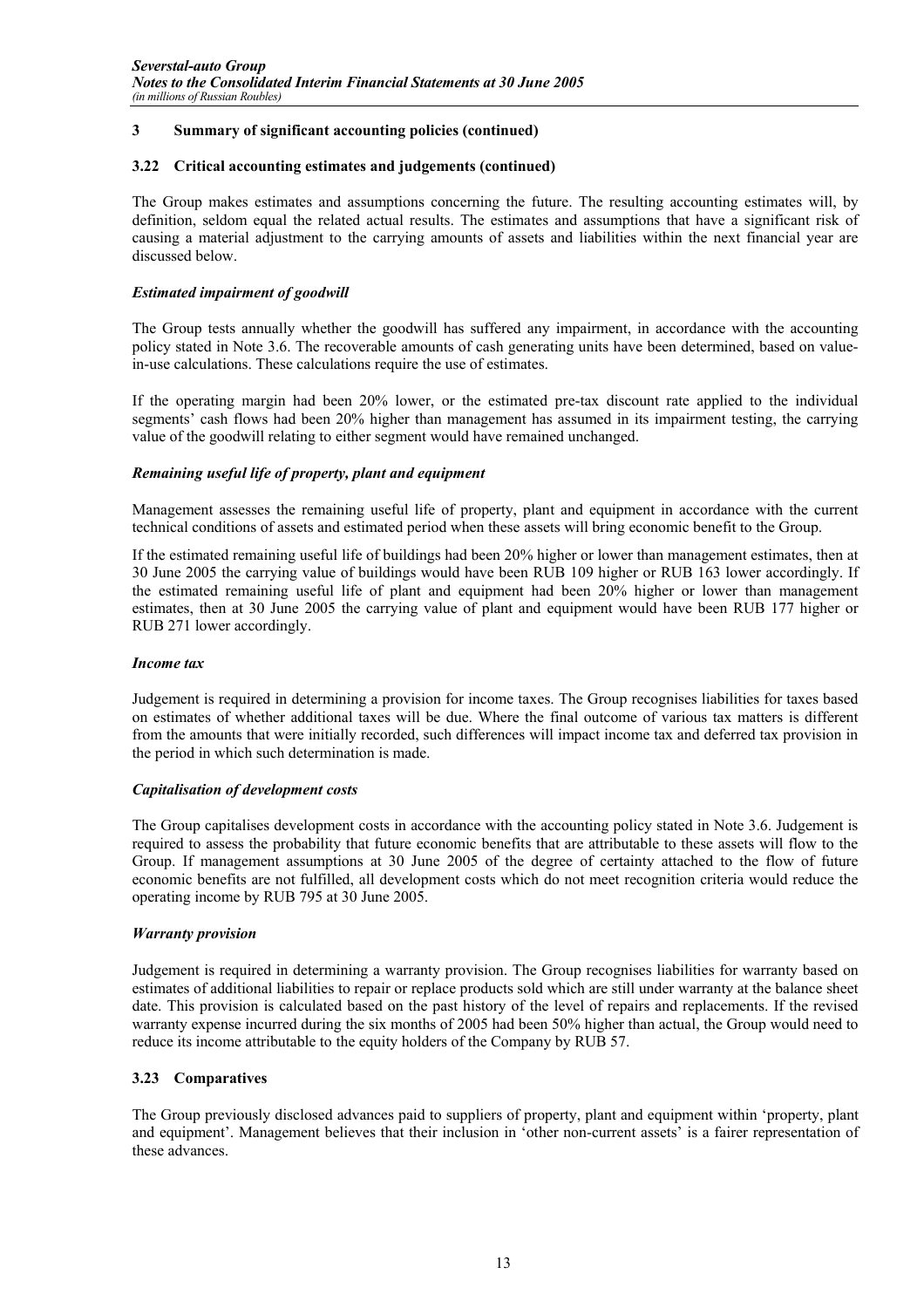## 3 Summary of significant accounting policies (continued)

### 3.22 Critical accounting estimates and judgements (continued)

The Group makes estimates and assumptions concerning the future. The resulting accounting estimates will, by definition, seldom equal the related actual results. The estimates and assumptions that have a significant risk of causing a material adjustment to the carrying amounts of assets and liabilities within the next financial year are discussed below.

***Estimated impairment of goodwill***

The Group tests annually whether the goodwill has suffered any impairment, in accordance with the accounting policy stated in Note 3.6. The recoverable amounts of cash generating units have been determined, based on value-in-use calculations. These calculations require the use of estimates.

If the operating margin had been 20% lower, or the estimated pre-tax discount rate applied to the individual segments' cash flows had been 20% higher than management has assumed in its impairment testing, the carrying value of the goodwill relating to either segment would have remained unchanged.

***Remaining useful life of property, plant and equipment***

Management assesses the remaining useful life of property, plant and equipment in accordance with the current technical conditions of assets and estimated period when these assets will bring economic benefit to the Group.

If the estimated remaining useful life of buildings had been 20% higher or lower than management estimates, then at 30 June 2005 the carrying value of buildings would have been RUB 109 higher or RUB 163 lower accordingly. If the estimated remaining useful life of plant and equipment had been 20% higher or lower than management estimates, then at 30 June 2005 the carrying value of plant and equipment would have been RUB 177 higher or RUB 271 lower accordingly.

***Income tax***

Judgement is required in determining a provision for income taxes. The Group recognises liabilities for taxes based on estimates of whether additional taxes will be due. Where the final outcome of various tax matters is different from the amounts that were initially recorded, such differences will impact income tax and deferred tax provision in the period in which such determination is made.

***Capitalisation of development costs***

The Group capitalises development costs in accordance with the accounting policy stated in Note 3.6. Judgement is required to assess the probability that future economic benefits that are attributable to these assets will flow to the Group. If management assumptions at 30 June 2005 of the degree of certainty attached to the flow of future economic benefits are not fulfilled, all development costs which do not meet recognition criteria would reduce the operating income by RUB 795 at 30 June 2005.

***Warranty provision***

Judgement is required in determining a warranty provision. The Group recognises liabilities for warranty based on estimates of additional liabilities to repair or replace products sold which are still under warranty at the balance sheet date. This provision is calculated based on the past history of the level of repairs and replacements. If the revised warranty expense incurred during the six months of 2005 had been 50% higher than actual, the Group would need to reduce its income attributable to the equity holders of the Company by RUB 57.

### 3.23 Comparatives

The Group previously disclosed advances paid to suppliers of property, plant and equipment within 'property, plant and equipment'. Management believes that their inclusion in 'other non-current assets' is a fairer representation of these advances.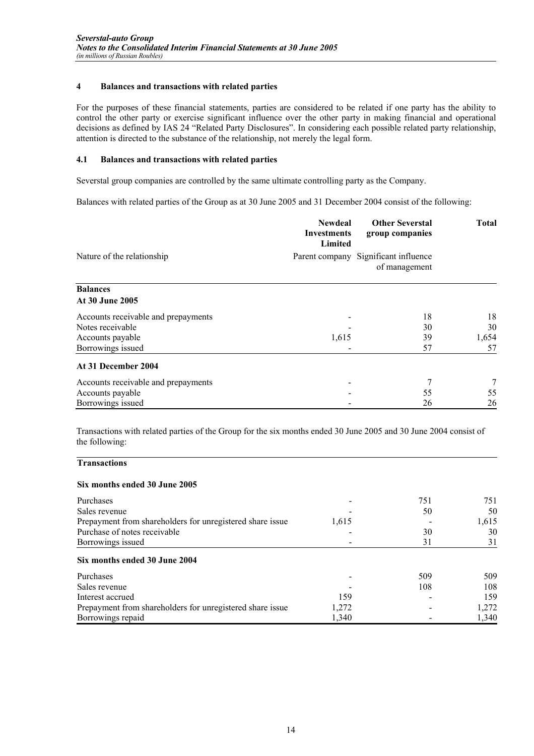## 4 Balances and transactions with related parties

For the purposes of these financial statements, parties are considered to be related if one party has the ability to control the other party or exercise significant influence over the other party in making financial and operational decisions as defined by IAS 24 "Related Party Disclosures". In considering each possible related party relationship, attention is directed to the substance of the relationship, not merely the legal form.

### 4.1 Balances and transactions with related parties

Severstal group companies are controlled by the same ultimate controlling party as the Company.

Balances with related parties of the Group as at 30 June 2005 and 31 December 2004 consist of the following:

| | Newdeal Investments Limited | Other Severstal group companies | Total |
|---|---|---|---|
| Nature of the relationship | Parent company | Significant influence of management | |
| **Balances** | | | |
| **At 30 June 2005** | | | |
| Accounts receivable and prepayments | - | 18 | 18 |
| Notes receivable | - | 30 | 30 |
| Accounts payable | 1,615 | 39 | 1,654 |
| Borrowings issued | - | 57 | 57 |
| **At 31 December 2004** | | | |
| Accounts receivable and prepayments | - | 7 | 7 |
| Accounts payable | - | 55 | 55 |
| Borrowings issued | - | 26 | 26 |

Transactions with related parties of the Group for the six months ended 30 June 2005 and 30 June 2004 consist of the following:

| **Transactions** | | | |
|---|---|---|---|
| **Six months ended 30 June 2005** | | | |
| Purchases | - | 751 | 751 |
| Sales revenue | - | 50 | 50 |
| Prepayment from shareholders for unregistered share issue | 1,615 | - | 1,615 |
| Purchase of notes receivable | - | 30 | 30 |
| Borrowings issued | - | 31 | 31 |
| **Six months ended 30 June 2004** | | | |
| Purchases | - | 509 | 509 |
| Sales revenue | - | 108 | 108 |
| Interest accrued | 159 | - | 159 |
| Prepayment from shareholders for unregistered share issue | 1,272 | - | 1,272 |
| Borrowings repaid | 1,340 | - | 1,340 |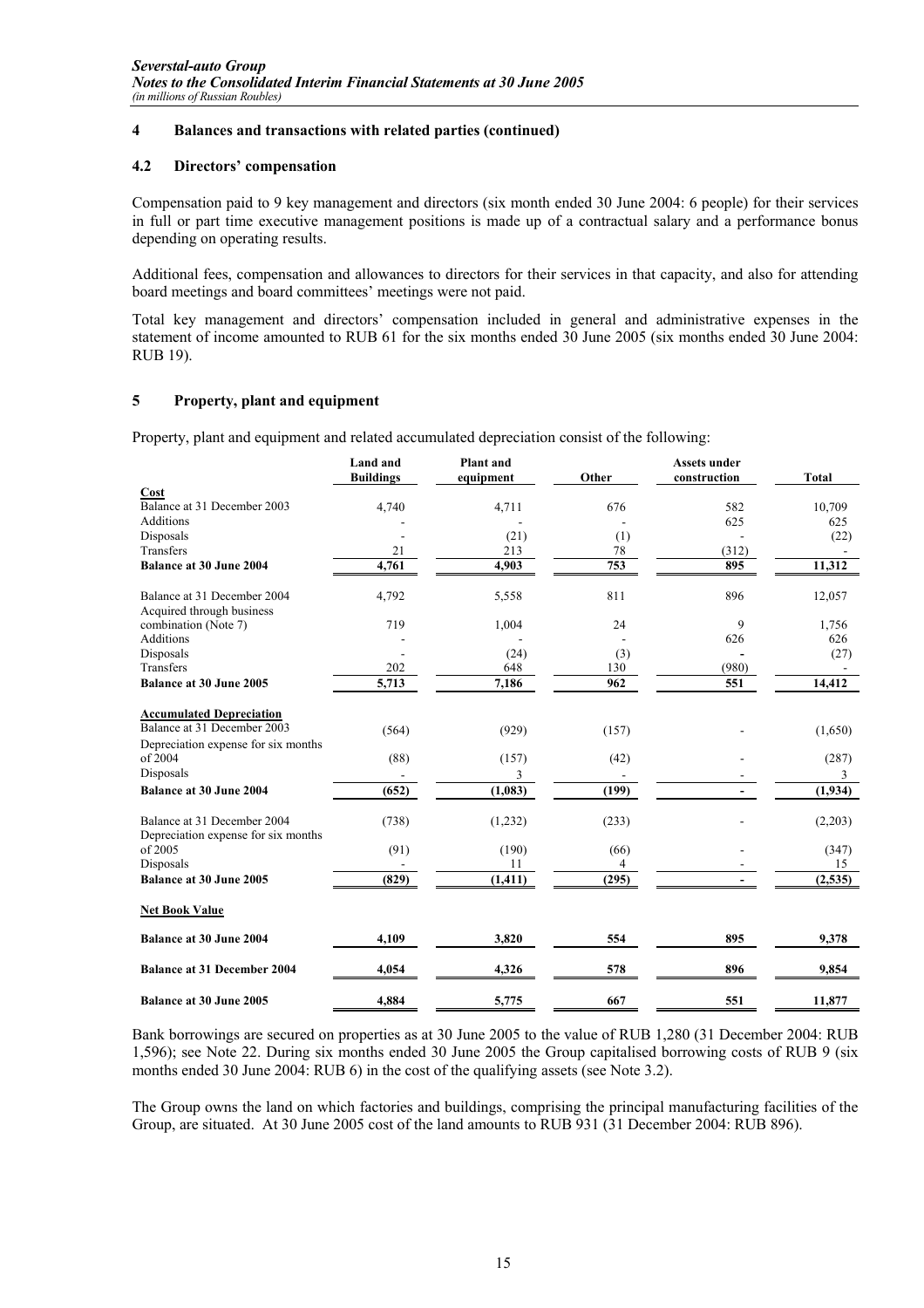## 4 Balances and transactions with related parties (continued)

### 4.2 Directors' compensation

Compensation paid to 9 key management and directors (six month ended 30 June 2004: 6 people) for their services in full or part time executive management positions is made up of a contractual salary and a performance bonus depending on operating results.

Additional fees, compensation and allowances to directors for their services in that capacity, and also for attending board meetings and board committees' meetings were not paid.

Total key management and directors' compensation included in general and administrative expenses in the statement of income amounted to RUB 61 for the six months ended 30 June 2005 (six months ended 30 June 2004: RUB 19).

## 5 Property, plant and equipment

Property, plant and equipment and related accumulated depreciation consist of the following:

| | Land and Buildings | Plant and equipment | Other | Assets under construction | Total |
|---|---|---|---|---|---|
| **Cost** | | | | | |
| Balance at 31 December 2003 | 4,740 | 4,711 | 676 | 582 | 10,709 |
| Additions | - | - | - | 625 | 625 |
| Disposals | - | (21) | (1) | - | (22) |
| Transfers | 21 | 213 | 78 | (312) | - |
| **Balance at 30 June 2004** | **4,761** | **4,903** | **753** | **895** | **11,312** |
| Balance at 31 December 2004 | 4,792 | 5,558 | 811 | 896 | 12,057 |
| Acquired through business combination (Note 7) | 719 | 1,004 | 24 | 9 | 1,756 |
| Additions | - | - | - | 626 | 626 |
| Disposals | - | (24) | (3) | - | (27) |
| Transfers | 202 | 648 | 130 | (980) | - |
| **Balance at 30 June 2005** | **5,713** | **7,186** | **962** | **551** | **14,412** |
| **Accumulated Depreciation** | | | | | |
| Balance at 31 December 2003 | (564) | (929) | (157) | - | (1,650) |
| Depreciation expense for six months of 2004 | (88) | (157) | (42) | - | (287) |
| Disposals | - | 3 | - | - | 3 |
| **Balance at 30 June 2004** | **(652)** | **(1,083)** | **(199)** | **-** | **(1,934)** |
| Balance at 31 December 2004 | (738) | (1,232) | (233) | - | (2,203) |
| Depreciation expense for six months of 2005 | (91) | (190) | (66) | - | (347) |
| Disposals | - | 11 | 4 | - | 15 |
| **Balance at 30 June 2005** | **(829)** | **(1,411)** | **(295)** | **-** | **(2,535)** |
| **Net Book Value** | | | | | |
| **Balance at 30 June 2004** | **4,109** | **3,820** | **554** | **895** | **9,378** |
| **Balance at 31 December 2004** | **4,054** | **4,326** | **578** | **896** | **9,854** |
| **Balance at 30 June 2005** | **4,884** | **5,775** | **667** | **551** | **11,877** |

Bank borrowings are secured on properties as at 30 June 2005 to the value of RUB 1,280 (31 December 2004: RUB 1,596); see Note 22. During six months ended 30 June 2005 the Group capitalised borrowing costs of RUB 9 (six months ended 30 June 2004: RUB 6) in the cost of the qualifying assets (see Note 3.2).

The Group owns the land on which factories and buildings, comprising the principal manufacturing facilities of the Group, are situated. At 30 June 2005 cost of the land amounts to RUB 931 (31 December 2004: RUB 896).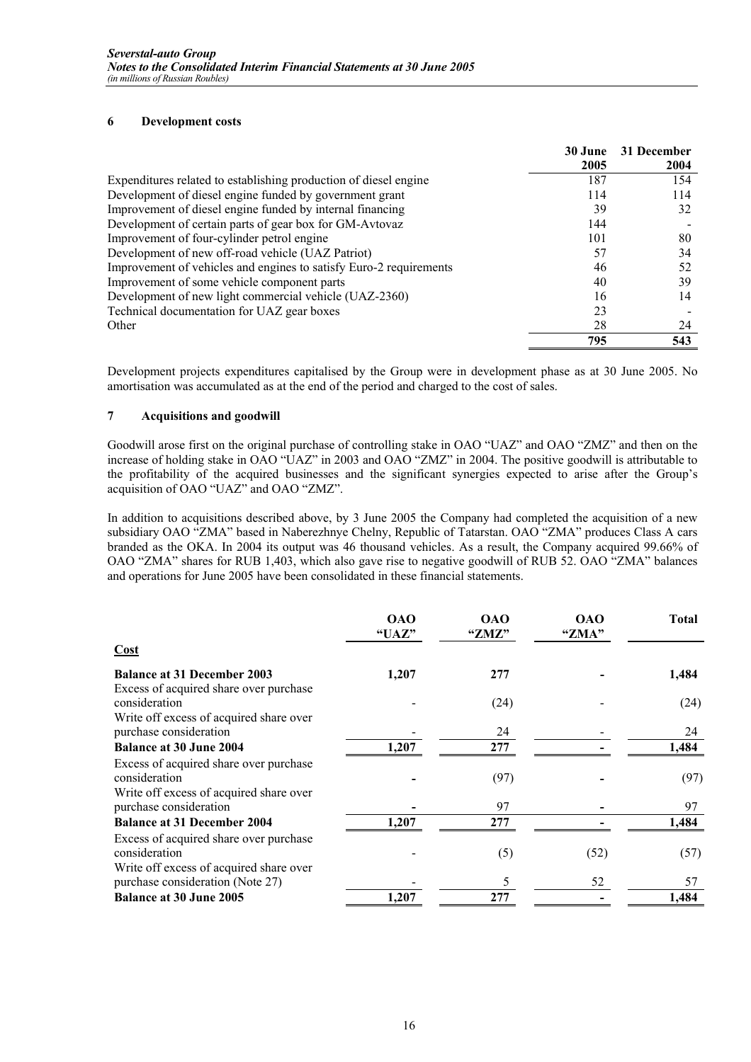## 6 Development costs

| | 30 June 2005 | 31 December 2004 |
|---|---|---|
| Expenditures related to establishing production of diesel engine | 187 | 154 |
| Development of diesel engine funded by government grant | 114 | 114 |
| Improvement of diesel engine funded by internal financing | 39 | 32 |
| Development of certain parts of gear box for GM-Avtovaz | 144 | - |
| Improvement of four-cylinder petrol engine | 101 | 80 |
| Development of new off-road vehicle (UAZ Patriot) | 57 | 34 |
| Improvement of vehicles and engines to satisfy Euro-2 requirements | 46 | 52 |
| Improvement of some vehicle component parts | 40 | 39 |
| Development of new light commercial vehicle (UAZ-2360) | 16 | 14 |
| Technical documentation for UAZ gear boxes | 23 | - |
| Other | 28 | 24 |
| | **795** | **543** |

Development projects expenditures capitalised by the Group were in development phase as at 30 June 2005. No amortisation was accumulated as at the end of the period and charged to the cost of sales.

## 7 Acquisitions and goodwill

Goodwill arose first on the original purchase of controlling stake in OAO "UAZ" and OAO "ZMZ" and then on the increase of holding stake in OAO "UAZ" in 2003 and OAO "ZMZ" in 2004. The positive goodwill is attributable to the profitability of the acquired businesses and the significant synergies expected to arise after the Group's acquisition of OAO "UAZ" and OAO "ZMZ".

In addition to acquisitions described above, by 3 June 2005 the Company had completed the acquisition of a new subsidiary OAO "ZMA" based in Naberezhnye Chelny, Republic of Tatarstan. OAO "ZMA" produces Class A cars branded as the OKA. In 2004 its output was 46 thousand vehicles. As a result, the Company acquired 99.66% of OAO "ZMA" shares for RUB 1,403, which also gave rise to negative goodwill of RUB 52. OAO "ZMA" balances and operations for June 2005 have been consolidated in these financial statements.

| | OAO "UAZ" | OAO "ZMZ" | OAO "ZMA" | Total |
|---|---|---|---|---|
| **Cost** | | | | |
| **Balance at 31 December 2003** | **1,207** | **277** | **-** | **1,484** |
| Excess of acquired share over purchase consideration | - | (24) | - | (24) |
| Write off excess of acquired share over purchase consideration | - | 24 | - | 24 |
| **Balance at 30 June 2004** | **1,207** | **277** | **-** | **1,484** |
| Excess of acquired share over purchase consideration | - | (97) | - | (97) |
| Write off excess of acquired share over purchase consideration | - | 97 | - | 97 |
| **Balance at 31 December 2004** | **1,207** | **277** | **-** | **1,484** |
| Excess of acquired share over purchase consideration | - | (5) | (52) | (57) |
| Write off excess of acquired share over purchase consideration (Note 27) | - | 5 | 52 | 57 |
| **Balance at 30 June 2005** | **1,207** | **277** | **-** | **1,484** |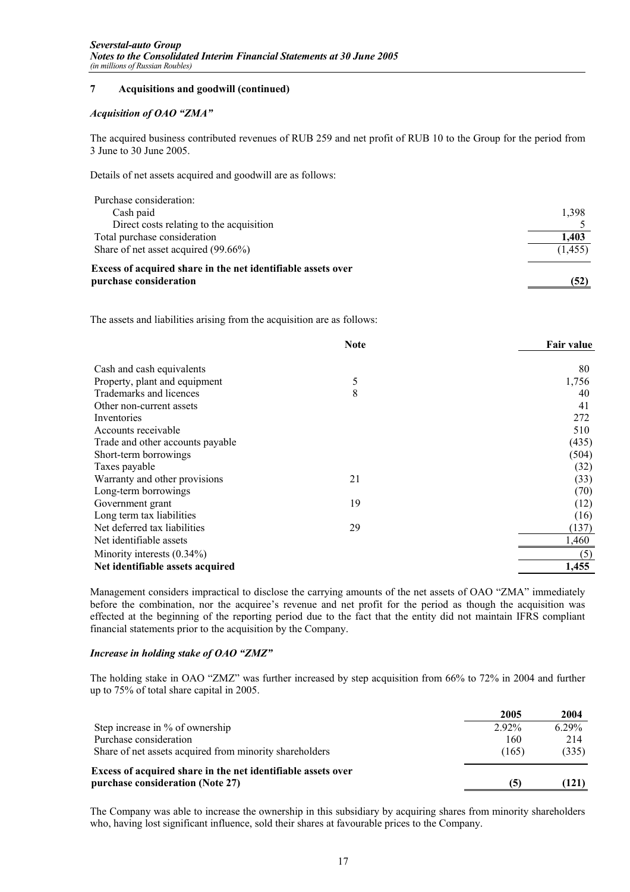## 7 Acquisitions and goodwill (continued)

### *Acquisition of OAO "ZMA"*

The acquired business contributed revenues of RUB 259 and net profit of RUB 10 to the Group for the period from 3 June to 30 June 2005.

Details of net assets acquired and goodwill are as follows:

| | |
|---|---|
| Purchase consideration: | |
| Cash paid | 1,398 |
| Direct costs relating to the acquisition | 5 |
| Total purchase consideration | **1,403** |
| Share of net asset acquired (99.66%) | (1,455) |
| **Excess of acquired share in the net identifiable assets over purchase consideration** | **(52)** |

The assets and liabilities arising from the acquisition are as follows:

| | Note | Fair value |
|---|---|---|
| Cash and cash equivalents | | 80 |
| Property, plant and equipment | 5 | 1,756 |
| Trademarks and licences | 8 | 40 |
| Other non-current assets | | 41 |
| Inventories | | 272 |
| Accounts receivable | | 510 |
| Trade and other accounts payable | | (435) |
| Short-term borrowings | | (504) |
| Taxes payable | | (32) |
| Warranty and other provisions | 21 | (33) |
| Long-term borrowings | | (70) |
| Government grant | 19 | (12) |
| Long term tax liabilities | | (16) |
| Net deferred tax liabilities | 29 | (137) |
| Net identifiable assets | | 1,460 |
| Minority interests (0.34%) | | (5) |
| **Net identifiable assets acquired** | | **1,455** |

Management considers impractical to disclose the carrying amounts of the net assets of OAO "ZMA" immediately before the combination, nor the acquiree's revenue and net profit for the period as though the acquisition was effected at the beginning of the reporting period due to the fact that the entity did not maintain IFRS compliant financial statements prior to the acquisition by the Company.

### *Increase in holding stake of OAO "ZMZ"*

The holding stake in OAO "ZMZ" was further increased by step acquisition from 66% to 72% in 2004 and further up to 75% of total share capital in 2005.

| | 2005 | 2004 |
|---|---|---|
| Step increase in % of ownership | 2.92% | 6.29% |
| Purchase consideration | 160 | 214 |
| Share of net assets acquired from minority shareholders | (165) | (335) |
| **Excess of acquired share in the net identifiable assets over purchase consideration (Note 27)** | **(5)** | **(121)** |

The Company was able to increase the ownership in this subsidiary by acquiring shares from minority shareholders who, having lost significant influence, sold their shares at favourable prices to the Company.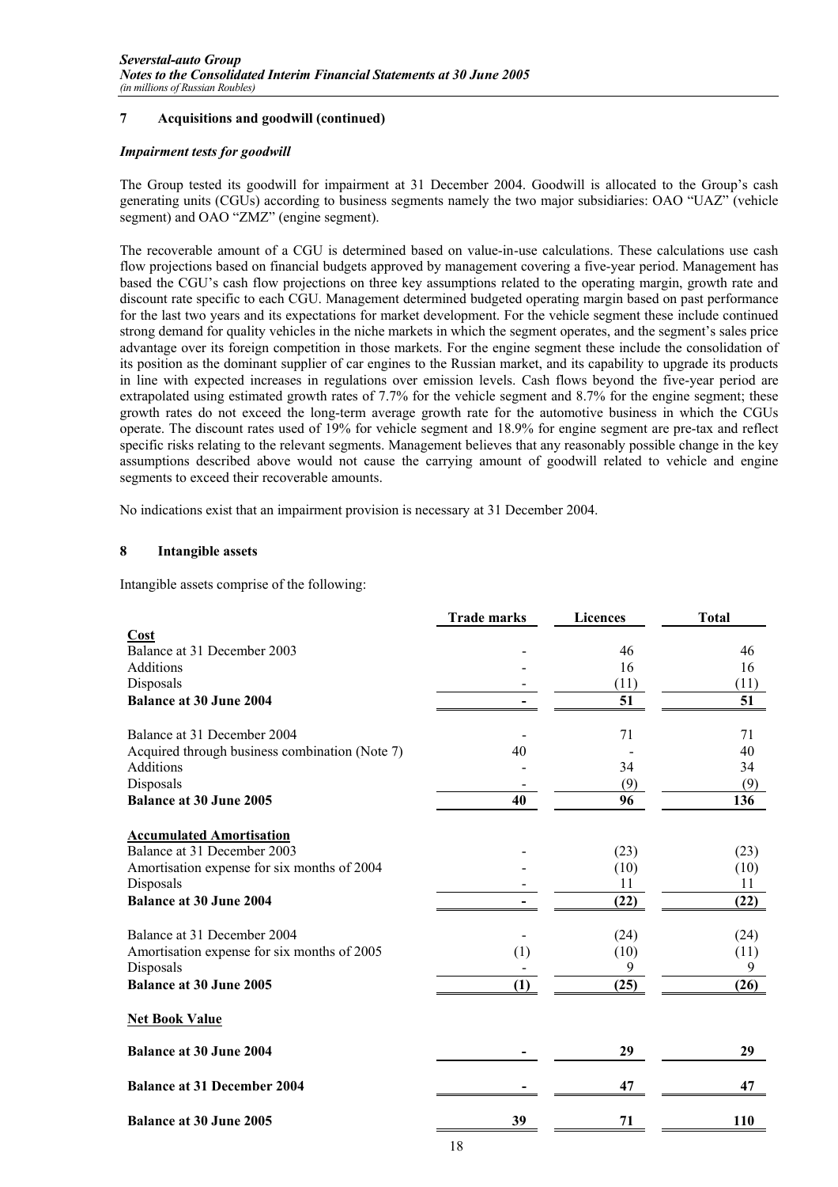### 7 Acquisitions and goodwill (continued)

#### *Impairment tests for goodwill*

The Group tested its goodwill for impairment at 31 December 2004. Goodwill is allocated to the Group's cash generating units (CGUs) according to business segments namely the two major subsidiaries: OAO "UAZ" (vehicle segment) and OAO "ZMZ" (engine segment).

The recoverable amount of a CGU is determined based on value-in-use calculations. These calculations use cash flow projections based on financial budgets approved by management covering a five-year period. Management has based the CGU's cash flow projections on three key assumptions related to the operating margin, growth rate and discount rate specific to each CGU. Management determined budgeted operating margin based on past performance for the last two years and its expectations for market development. For the vehicle segment these include continued strong demand for quality vehicles in the niche markets in which the segment operates, and the segment's sales price advantage over its foreign competition in those markets. For the engine segment these include the consolidation of its position as the dominant supplier of car engines to the Russian market, and its capability to upgrade its products in line with expected increases in regulations over emission levels. Cash flows beyond the five-year period are extrapolated using estimated growth rates of 7.7% for the vehicle segment and 8.7% for the engine segment; these growth rates do not exceed the long-term average growth rate for the automotive business in which the CGUs operate. The discount rates used of 19% for vehicle segment and 18.9% for engine segment are pre-tax and reflect specific risks relating to the relevant segments. Management believes that any reasonably possible change in the key assumptions described above would not cause the carrying amount of goodwill related to vehicle and engine segments to exceed their recoverable amounts.

No indications exist that an impairment provision is necessary at 31 December 2004.

### 8 Intangible assets

Intangible assets comprise of the following:

| | Trade marks | Licences | Total |
|---|---|---|---|
| **Cost** | | | |
| Balance at 31 December 2003 | - | 46 | 46 |
| Additions | - | 16 | 16 |
| Disposals | - | (11) | (11) |
| **Balance at 30 June 2004** | **-** | **51** | **51** |
| | | | |
| Balance at 31 December 2004 | - | 71 | 71 |
| Acquired through business combination (Note 7) | 40 | - | 40 |
| Additions | - | 34 | 34 |
| Disposals | - | (9) | (9) |
| **Balance at 30 June 2005** | **40** | **96** | **136** |
| | | | |
| **Accumulated Amortisation** | | | |
| Balance at 31 December 2003 | - | (23) | (23) |
| Amortisation expense for six months of 2004 | - | (10) | (10) |
| Disposals | - | 11 | 11 |
| **Balance at 30 June 2004** | **-** | **(22)** | **(22)** |
| | | | |
| Balance at 31 December 2004 | - | (24) | (24) |
| Amortisation expense for six months of 2005 | (1) | (10) | (11) |
| Disposals | - | 9 | 9 |
| **Balance at 30 June 2005** | **(1)** | **(25)** | **(26)** |
| | | | |
| **Net Book Value** | | | |
| **Balance at 30 June 2004** | **-** | **29** | **29** |
| **Balance at 31 December 2004** | **-** | **47** | **47** |
| **Balance at 30 June 2005** | **39** | **71** | **110** |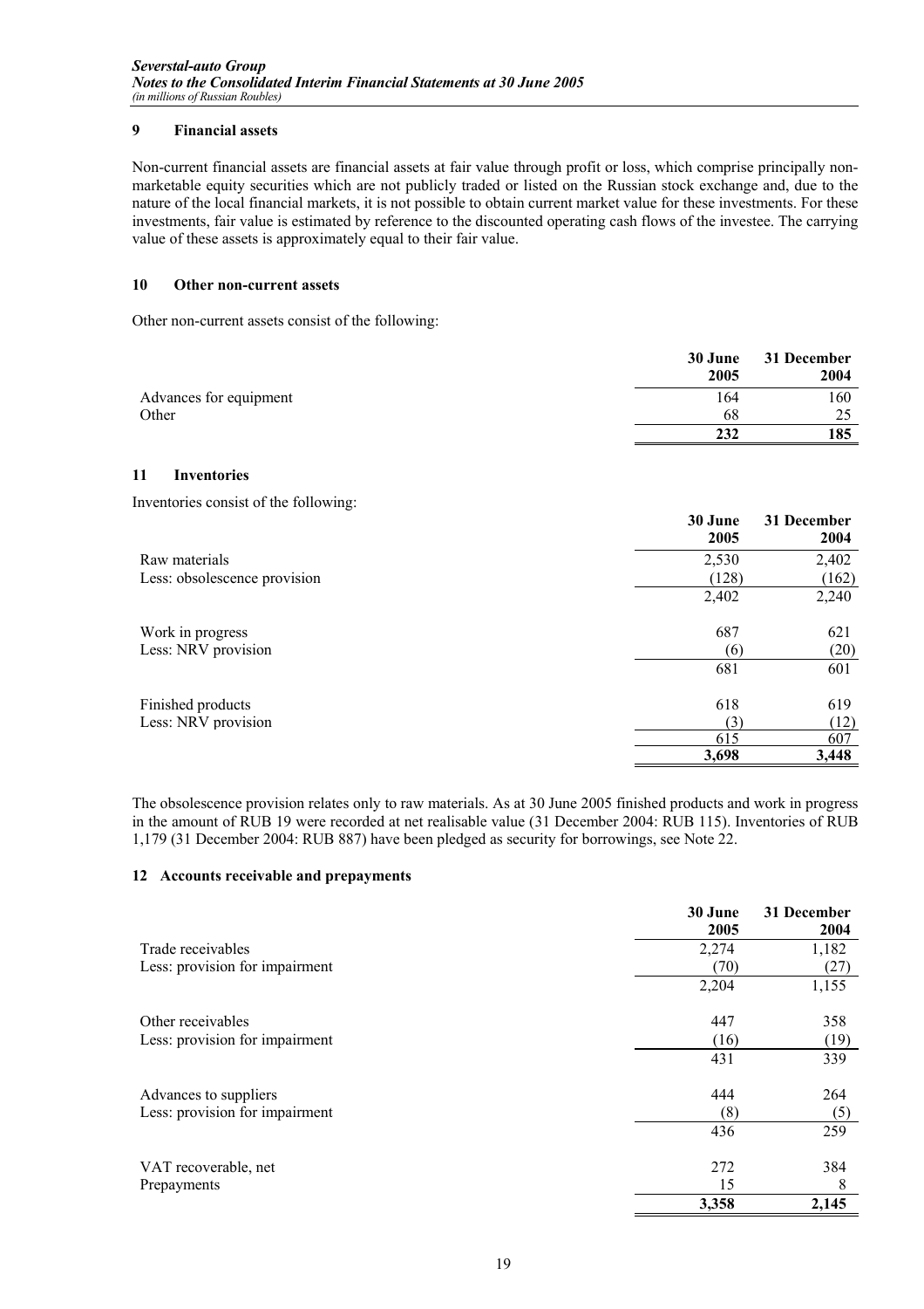## 9 Financial assets

Non-current financial assets are financial assets at fair value through profit or loss, which comprise principally non-marketable equity securities which are not publicly traded or listed on the Russian stock exchange and, due to the nature of the local financial markets, it is not possible to obtain current market value for these investments. For these investments, fair value is estimated by reference to the discounted operating cash flows of the investee. The carrying value of these assets is approximately equal to their fair value.

## 10 Other non-current assets

Other non-current assets consist of the following:

| | 30 June 2005 | 31 December 2004 |
|---|---|---|
| Advances for equipment | 164 | 160 |
| Other | 68 | 25 |
| | **232** | **185** |

## 11 Inventories

Inventories consist of the following:

| | 30 June 2005 | 31 December 2004 |
|---|---|---|
| Raw materials | 2,530 | 2,402 |
| Less: obsolescence provision | (128) | (162) |
| | 2,402 | 2,240 |
| | | |
| Work in progress | 687 | 621 |
| Less: NRV provision | (6) | (20) |
| | 681 | 601 |
| | | |
| Finished products | 618 | 619 |
| Less: NRV provision | (3) | (12) |
| | 615 | 607 |
| | **3,698** | **3,448** |

The obsolescence provision relates only to raw materials. As at 30 June 2005 finished products and work in progress in the amount of RUB 19 were recorded at net realisable value (31 December 2004: RUB 115). Inventories of RUB 1,179 (31 December 2004: RUB 887) have been pledged as security for borrowings, see Note 22.

## 12 Accounts receivable and prepayments

| | 30 June 2005 | 31 December 2004 |
|---|---|---|
| Trade receivables | 2,274 | 1,182 |
| Less: provision for impairment | (70) | (27) |
| | 2,204 | 1,155 |
| | | |
| Other receivables | 447 | 358 |
| Less: provision for impairment | (16) | (19) |
| | 431 | 339 |
| | | |
| Advances to suppliers | 444 | 264 |
| Less: provision for impairment | (8) | (5) |
| | 436 | 259 |
| | | |
| VAT recoverable, net | 272 | 384 |
| Prepayments | 15 | 8 |
| | **3,358** | **2,145** |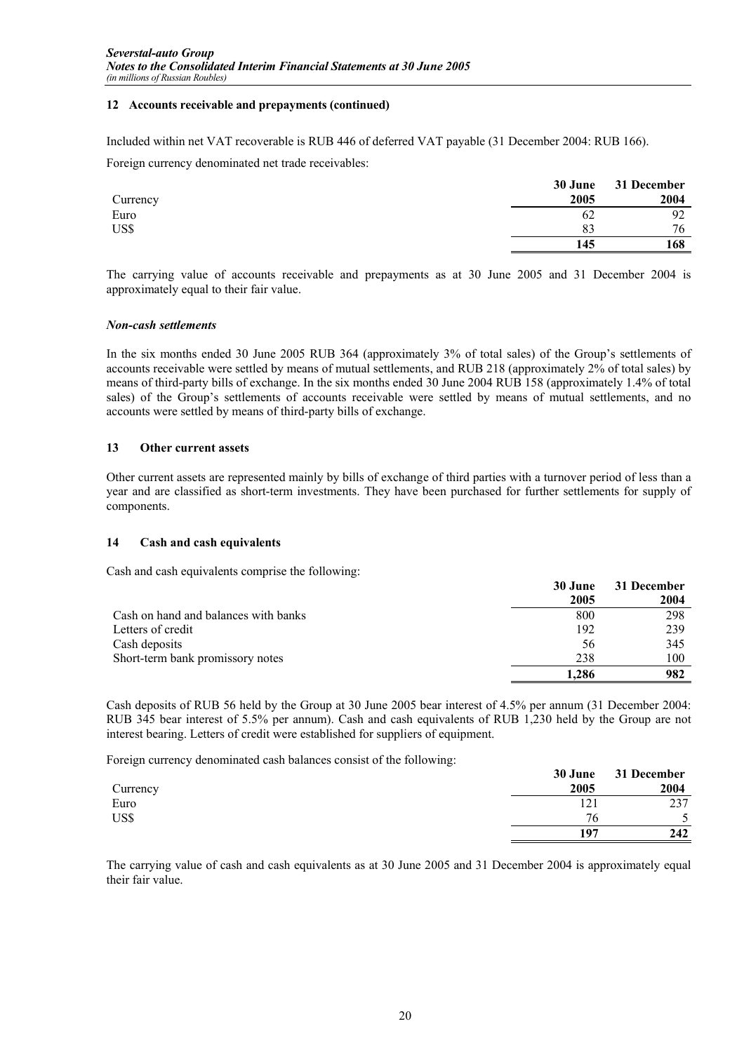### 12 Accounts receivable and prepayments (continued)

Included within net VAT recoverable is RUB 446 of deferred VAT payable (31 December 2004: RUB 166).

Foreign currency denominated net trade receivables:

| Currency | 30 June 2005 | 31 December 2004 |
|---|---|---|
| Euro | 62 | 92 |
| US$ | 83 | 76 |
| | **145** | **168** |

The carrying value of accounts receivable and prepayments as at 30 June 2005 and 31 December 2004 is approximately equal to their fair value.

***Non-cash settlements***

In the six months ended 30 June 2005 RUB 364 (approximately 3% of total sales) of the Group's settlements of accounts receivable were settled by means of mutual settlements, and RUB 218 (approximately 2% of total sales) by means of third-party bills of exchange. In the six months ended 30 June 2004 RUB 158 (approximately 1.4% of total sales) of the Group's settlements of accounts receivable were settled by means of mutual settlements, and no accounts were settled by means of third-party bills of exchange.

### 13 Other current assets

Other current assets are represented mainly by bills of exchange of third parties with a turnover period of less than a year and are classified as short-term investments. They have been purchased for further settlements for supply of components.

### 14 Cash and cash equivalents

Cash and cash equivalents comprise the following:

| | 30 June 2005 | 31 December 2004 |
|---|---|---|
| Cash on hand and balances with banks | 800 | 298 |
| Letters of credit | 192 | 239 |
| Cash deposits | 56 | 345 |
| Short-term bank promissory notes | 238 | 100 |
| | **1,286** | **982** |

Cash deposits of RUB 56 held by the Group at 30 June 2005 bear interest of 4.5% per annum (31 December 2004: RUB 345 bear interest of 5.5% per annum). Cash and cash equivalents of RUB 1,230 held by the Group are not interest bearing. Letters of credit were established for suppliers of equipment.

Foreign currency denominated cash balances consist of the following:

| Currency | 30 June 2005 | 31 December 2004 |
|---|---|---|
| Euro | 121 | 237 |
| US$ | 76 | 5 |
| | **197** | **242** |

The carrying value of cash and cash equivalents as at 30 June 2005 and 31 December 2004 is approximately equal their fair value.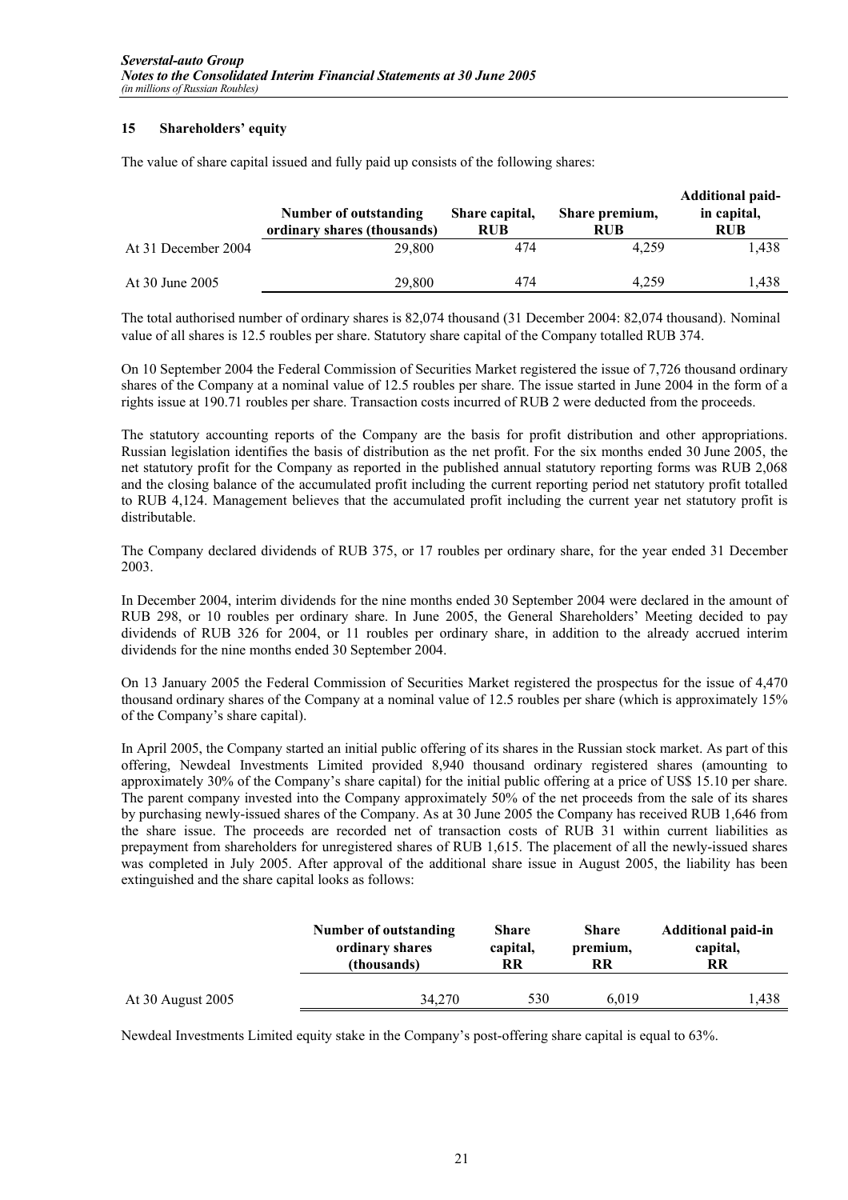## 15 Shareholders' equity

The value of share capital issued and fully paid up consists of the following shares:

| | Number of outstanding ordinary shares (thousands) | Share capital, RUB | Share premium, RUB | Additional paid-in capital, RUB |
|---|---|---|---|---|
| At 31 December 2004 | 29,800 | 474 | 4,259 | 1,438 |
| At 30 June 2005 | 29,800 | 474 | 4,259 | 1,438 |

The total authorised number of ordinary shares is 82,074 thousand (31 December 2004: 82,074 thousand). Nominal value of all shares is 12.5 roubles per share. Statutory share capital of the Company totalled RUB 374.

On 10 September 2004 the Federal Commission of Securities Market registered the issue of 7,726 thousand ordinary shares of the Company at a nominal value of 12.5 roubles per share. The issue started in June 2004 in the form of a rights issue at 190.71 roubles per share. Transaction costs incurred of RUB 2 were deducted from the proceeds.

The statutory accounting reports of the Company are the basis for profit distribution and other appropriations. Russian legislation identifies the basis of distribution as the net profit. For the six months ended 30 June 2005, the net statutory profit for the Company as reported in the published annual statutory reporting forms was RUB 2,068 and the closing balance of the accumulated profit including the current reporting period net statutory profit totalled to RUB 4,124. Management believes that the accumulated profit including the current year net statutory profit is distributable.

The Company declared dividends of RUB 375, or 17 roubles per ordinary share, for the year ended 31 December 2003.

In December 2004, interim dividends for the nine months ended 30 September 2004 were declared in the amount of RUB 298, or 10 roubles per ordinary share. In June 2005, the General Shareholders' Meeting decided to pay dividends of RUB 326 for 2004, or 11 roubles per ordinary share, in addition to the already accrued interim dividends for the nine months ended 30 September 2004.

On 13 January 2005 the Federal Commission of Securities Market registered the prospectus for the issue of 4,470 thousand ordinary shares of the Company at a nominal value of 12.5 roubles per share (which is approximately 15% of the Company's share capital).

In April 2005, the Company started an initial public offering of its shares in the Russian stock market. As part of this offering, Newdeal Investments Limited provided 8,940 thousand ordinary registered shares (amounting to approximately 30% of the Company's share capital) for the initial public offering at a price of US$ 15.10 per share. The parent company invested into the Company approximately 50% of the net proceeds from the sale of its shares by purchasing newly-issued shares of the Company. As at 30 June 2005 the Company has received RUB 1,646 from the share issue. The proceeds are recorded net of transaction costs of RUB 31 within current liabilities as prepayment from shareholders for unregistered shares of RUB 1,615. The placement of all the newly-issued shares was completed in July 2005. After approval of the additional share issue in August 2005, the liability has been extinguished and the share capital looks as follows:

| | Number of outstanding ordinary shares (thousands) | Share capital, RR | Share premium, RR | Additional paid-in capital, RR |
|---|---|---|---|---|
| At 30 August 2005 | 34,270 | 530 | 6,019 | 1,438 |

Newdeal Investments Limited equity stake in the Company's post-offering share capital is equal to 63%.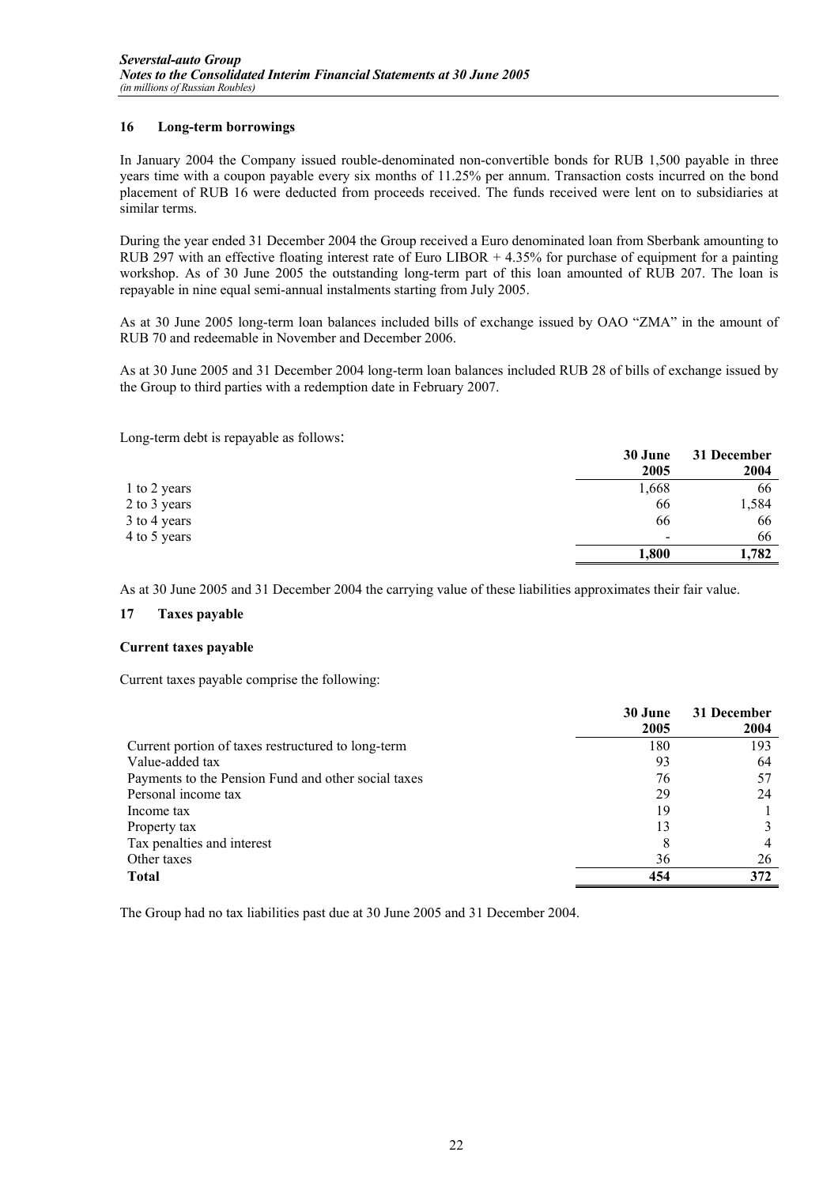## 16 Long-term borrowings

In January 2004 the Company issued rouble-denominated non-convertible bonds for RUB 1,500 payable in three years time with a coupon payable every six months of 11.25% per annum. Transaction costs incurred on the bond placement of RUB 16 were deducted from proceeds received. The funds received were lent on to subsidiaries at similar terms.

During the year ended 31 December 2004 the Group received a Euro denominated loan from Sberbank amounting to RUB 297 with an effective floating interest rate of Euro LIBOR + 4.35% for purchase of equipment for a painting workshop. As of 30 June 2005 the outstanding long-term part of this loan amounted of RUB 207. The loan is repayable in nine equal semi-annual instalments starting from July 2005.

As at 30 June 2005 long-term loan balances included bills of exchange issued by OAO "ZMA" in the amount of RUB 70 and redeemable in November and December 2006.

As at 30 June 2005 and 31 December 2004 long-term loan balances included RUB 28 of bills of exchange issued by the Group to third parties with a redemption date in February 2007.

Long-term debt is repayable as follows:

| | 30 June 2005 | 31 December 2004 |
|---|---|---|
| 1 to 2 years | 1,668 | 66 |
| 2 to 3 years | 66 | 1,584 |
| 3 to 4 years | 66 | 66 |
| 4 to 5 years | - | 66 |
| | **1,800** | **1,782** |

As at 30 June 2005 and 31 December 2004 the carrying value of these liabilities approximates their fair value.

## 17 Taxes payable

### Current taxes payable

Current taxes payable comprise the following:

| | 30 June 2005 | 31 December 2004 |
|---|---|---|
| Current portion of taxes restructured to long-term | 180 | 193 |
| Value-added tax | 93 | 64 |
| Payments to the Pension Fund and other social taxes | 76 | 57 |
| Personal income tax | 29 | 24 |
| Income tax | 19 | 1 |
| Property tax | 13 | 3 |
| Tax penalties and interest | 8 | 4 |
| Other taxes | 36 | 26 |
| **Total** | **454** | **372** |

The Group had no tax liabilities past due at 30 June 2005 and 31 December 2004.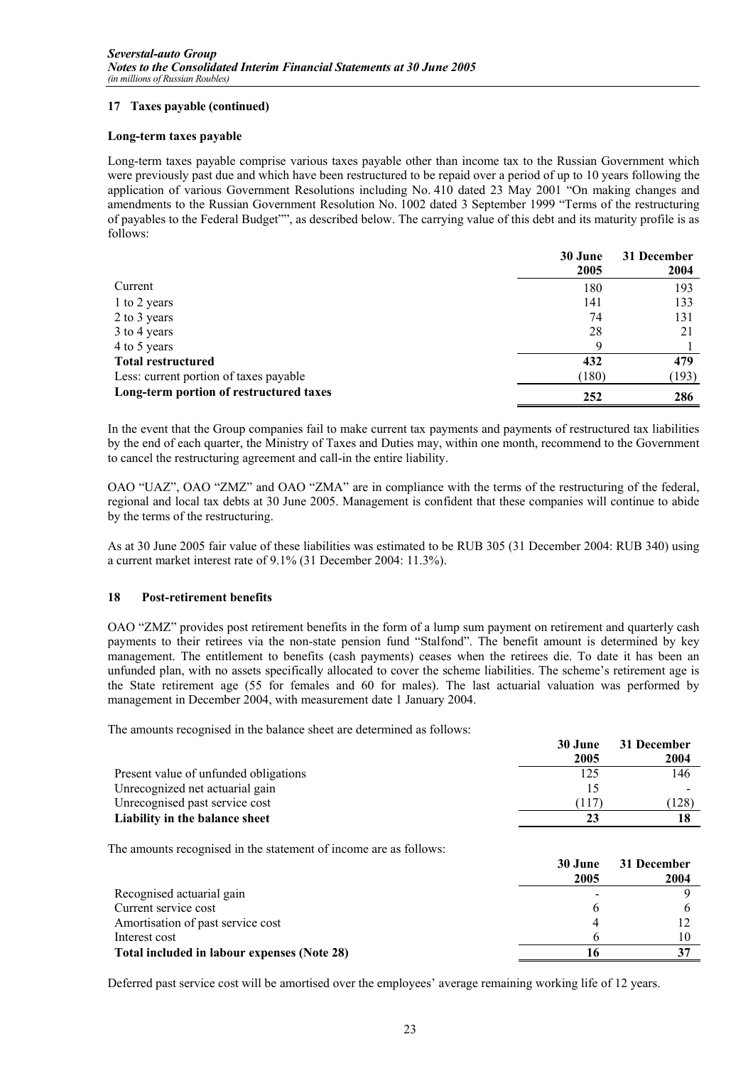## 17 Taxes payable (continued)

### Long-term taxes payable

Long-term taxes payable comprise various taxes payable other than income tax to the Russian Government which were previously past due and which have been restructured to be repaid over a period of up to 10 years following the application of various Government Resolutions including No. 410 dated 23 May 2001 "On making changes and amendments to the Russian Government Resolution No. 1002 dated 3 September 1999 "Terms of the restructuring of payables to the Federal Budget"", as described below. The carrying value of this debt and its maturity profile is as follows:

| | 30 June 2005 | 31 December 2004 |
|---|---|---|
| Current | 180 | 193 |
| 1 to 2 years | 141 | 133 |
| 2 to 3 years | 74 | 131 |
| 3 to 4 years | 28 | 21 |
| 4 to 5 years | 9 | 1 |
| **Total restructured** | **432** | **479** |
| Less: current portion of taxes payable | (180) | (193) |
| **Long-term portion of restructured taxes** | **252** | **286** |

In the event that the Group companies fail to make current tax payments and payments of restructured tax liabilities by the end of each quarter, the Ministry of Taxes and Duties may, within one month, recommend to the Government to cancel the restructuring agreement and call-in the entire liability.

OAO "UAZ", OAO "ZMZ" and OAO "ZMA" are in compliance with the terms of the restructuring of the federal, regional and local tax debts at 30 June 2005. Management is confident that these companies will continue to abide by the terms of the restructuring.

As at 30 June 2005 fair value of these liabilities was estimated to be RUB 305 (31 December 2004: RUB 340) using a current market interest rate of 9.1% (31 December 2004: 11.3%).

## 18 Post-retirement benefits

OAO "ZMZ" provides post retirement benefits in the form of a lump sum payment on retirement and quarterly cash payments to their retirees via the non-state pension fund "Stalfond". The benefit amount is determined by key management. The entitlement to benefits (cash payments) ceases when the retirees die. To date it has been an unfunded plan, with no assets specifically allocated to cover the scheme liabilities. The scheme's retirement age is the State retirement age (55 for females and 60 for males). The last actuarial valuation was performed by management in December 2004, with measurement date 1 January 2004.

The amounts recognised in the balance sheet are determined as follows:

| | 30 June 2005 | 31 December 2004 |
|---|---|---|
| Present value of unfunded obligations | 125 | 146 |
| Unrecognized net actuarial gain | 15 | - |
| Unrecognised past service cost | (117) | (128) |
| **Liability in the balance sheet** | **23** | **18** |

The amounts recognised in the statement of income are as follows:

| | 30 June 2005 | 31 December 2004 |
|---|---|---|
| Recognised actuarial gain | - | 9 |
| Current service cost | 6 | 6 |
| Amortisation of past service cost | 4 | 12 |
| Interest cost | 6 | 10 |
| **Total included in labour expenses (Note 28)** | **16** | **37** |

Deferred past service cost will be amortised over the employees' average remaining working life of 12 years.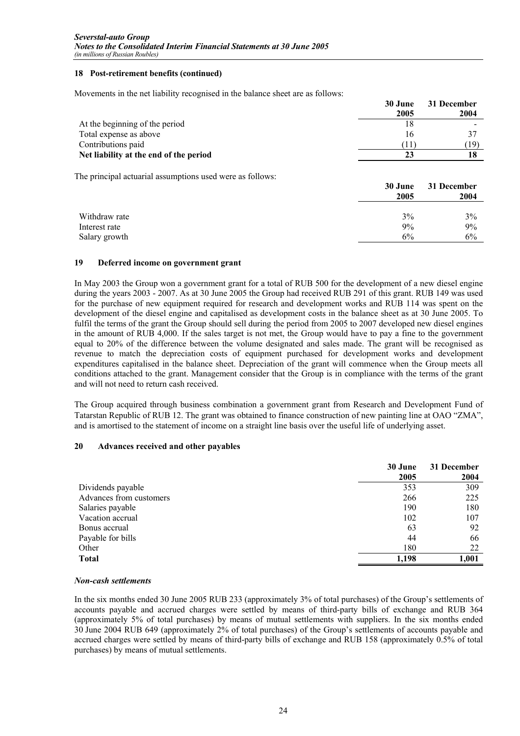### 18 Post-retirement benefits (continued)

Movements in the net liability recognised in the balance sheet are as follows:

| | 30 June 2005 | 31 December 2004 |
|---|---|---|
| At the beginning of the period | 18 | - |
| Total expense as above | 16 | 37 |
| Contributions paid | (11) | (19) |
| **Net liability at the end of the period** | **23** | **18** |

The principal actuarial assumptions used were as follows:

| | 30 June 2005 | 31 December 2004 |
|---|---|---|
| Withdraw rate | 3% | 3% |
| Interest rate | 9% | 9% |
| Salary growth | 6% | 6% |

### 19 Deferred income on government grant

In May 2003 the Group won a government grant for a total of RUB 500 for the development of a new diesel engine during the years 2003 - 2007. As at 30 June 2005 the Group had received RUB 291 of this grant. RUB 149 was used for the purchase of new equipment required for research and development works and RUB 114 was spent on the development of the diesel engine and capitalised as development costs in the balance sheet as at 30 June 2005. To fulfil the terms of the grant the Group should sell during the period from 2005 to 2007 developed new diesel engines in the amount of RUB 4,000. If the sales target is not met, the Group would have to pay a fine to the government equal to 20% of the difference between the volume designated and sales made. The grant will be recognised as revenue to match the depreciation costs of equipment purchased for development works and development expenditures capitalised in the balance sheet. Depreciation of the grant will commence when the Group meets all conditions attached to the grant. Management consider that the Group is in compliance with the terms of the grant and will not need to return cash received.

The Group acquired through business combination a government grant from Research and Development Fund of Tatarstan Republic of RUB 12. The grant was obtained to finance construction of new painting line at OAO "ZMA", and is amortised to the statement of income on a straight line basis over the useful life of underlying asset.

### 20 Advances received and other payables

| | 30 June 2005 | 31 December 2004 |
|---|---|---|
| Dividends payable | 353 | 309 |
| Advances from customers | 266 | 225 |
| Salaries payable | 190 | 180 |
| Vacation accrual | 102 | 107 |
| Bonus accrual | 63 | 92 |
| Payable for bills | 44 | 66 |
| Other | 180 | 22 |
| **Total** | **1,198** | **1,001** |

#### *Non-cash settlements*

In the six months ended 30 June 2005 RUB 233 (approximately 3% of total purchases) of the Group's settlements of accounts payable and accrued charges were settled by means of third-party bills of exchange and RUB 364 (approximately 5% of total purchases) by means of mutual settlements with suppliers. In the six months ended 30 June 2004 RUB 649 (approximately 2% of total purchases) of the Group's settlements of accounts payable and accrued charges were settled by means of third-party bills of exchange and RUB 158 (approximately 0.5% of total purchases) by means of mutual settlements.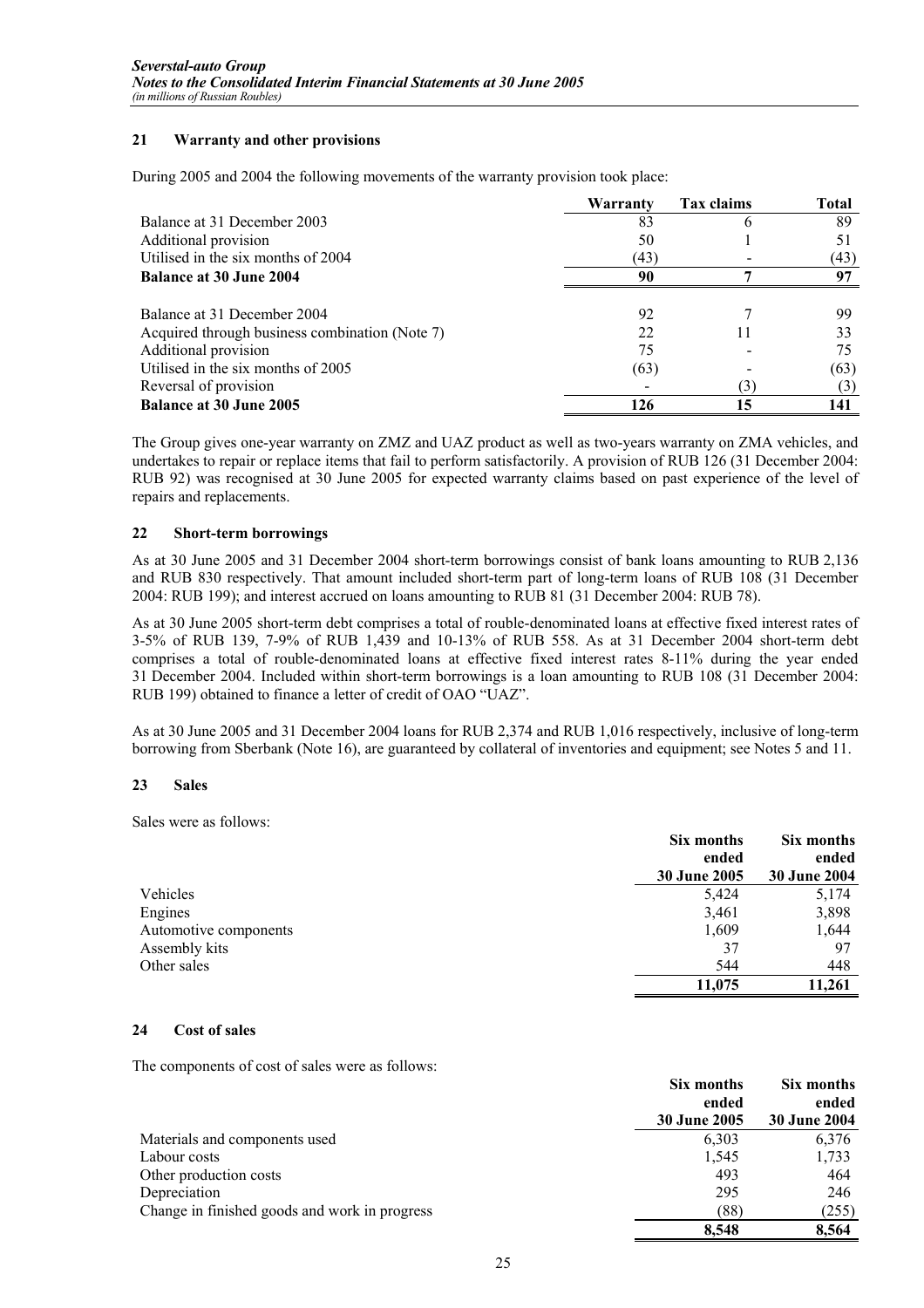## 21 Warranty and other provisions

During 2005 and 2004 the following movements of the warranty provision took place:

| | Warranty | Tax claims | Total |
|---|---|---|---|
| Balance at 31 December 2003 | 83 | 6 | 89 |
| Additional provision | 50 | 1 | 51 |
| Utilised in the six months of 2004 | (43) | - | (43) |
| **Balance at 30 June 2004** | **90** | **7** | **97** |
| | | | |
| Balance at 31 December 2004 | 92 | 7 | 99 |
| Acquired through business combination (Note 7) | 22 | 11 | 33 |
| Additional provision | 75 | - | 75 |
| Utilised in the six months of 2005 | (63) | - | (63) |
| Reversal of provision | - | (3) | (3) |
| **Balance at 30 June 2005** | **126** | **15** | **141** |

The Group gives one-year warranty on ZMZ and UAZ product as well as two-years warranty on ZMA vehicles, and undertakes to repair or replace items that fail to perform satisfactorily. A provision of RUB 126 (31 December 2004: RUB 92) was recognised at 30 June 2005 for expected warranty claims based on past experience of the level of repairs and replacements.

## 22 Short-term borrowings

As at 30 June 2005 and 31 December 2004 short-term borrowings consist of bank loans amounting to RUB 2,136 and RUB 830 respectively. That amount included short-term part of long-term loans of RUB 108 (31 December 2004: RUB 199); and interest accrued on loans amounting to RUB 81 (31 December 2004: RUB 78).

As at 30 June 2005 short-term debt comprises a total of rouble-denominated loans at effective fixed interest rates of 3-5% of RUB 139, 7-9% of RUB 1,439 and 10-13% of RUB 558. As at 31 December 2004 short-term debt comprises a total of rouble-denominated loans at effective fixed interest rates 8-11% during the year ended 31 December 2004. Included within short-term borrowings is a loan amounting to RUB 108 (31 December 2004: RUB 199) obtained to finance a letter of credit of OAO "UAZ".

As at 30 June 2005 and 31 December 2004 loans for RUB 2,374 and RUB 1,016 respectively, inclusive of long-term borrowing from Sberbank (Note 16), are guaranteed by collateral of inventories and equipment; see Notes 5 and 11.

## 23 Sales

Sales were as follows:

| | Six months ended 30 June 2005 | Six months ended 30 June 2004 |
|---|---|---|
| Vehicles | 5,424 | 5,174 |
| Engines | 3,461 | 3,898 |
| Automotive components | 1,609 | 1,644 |
| Assembly kits | 37 | 97 |
| Other sales | 544 | 448 |
| | **11,075** | **11,261** |

## 24 Cost of sales

The components of cost of sales were as follows:

| | Six months ended 30 June 2005 | Six months ended 30 June 2004 |
|---|---|---|
| Materials and components used | 6,303 | 6,376 |
| Labour costs | 1,545 | 1,733 |
| Other production costs | 493 | 464 |
| Depreciation | 295 | 246 |
| Change in finished goods and work in progress | (88) | (255) |
| | **8,548** | **8,564** |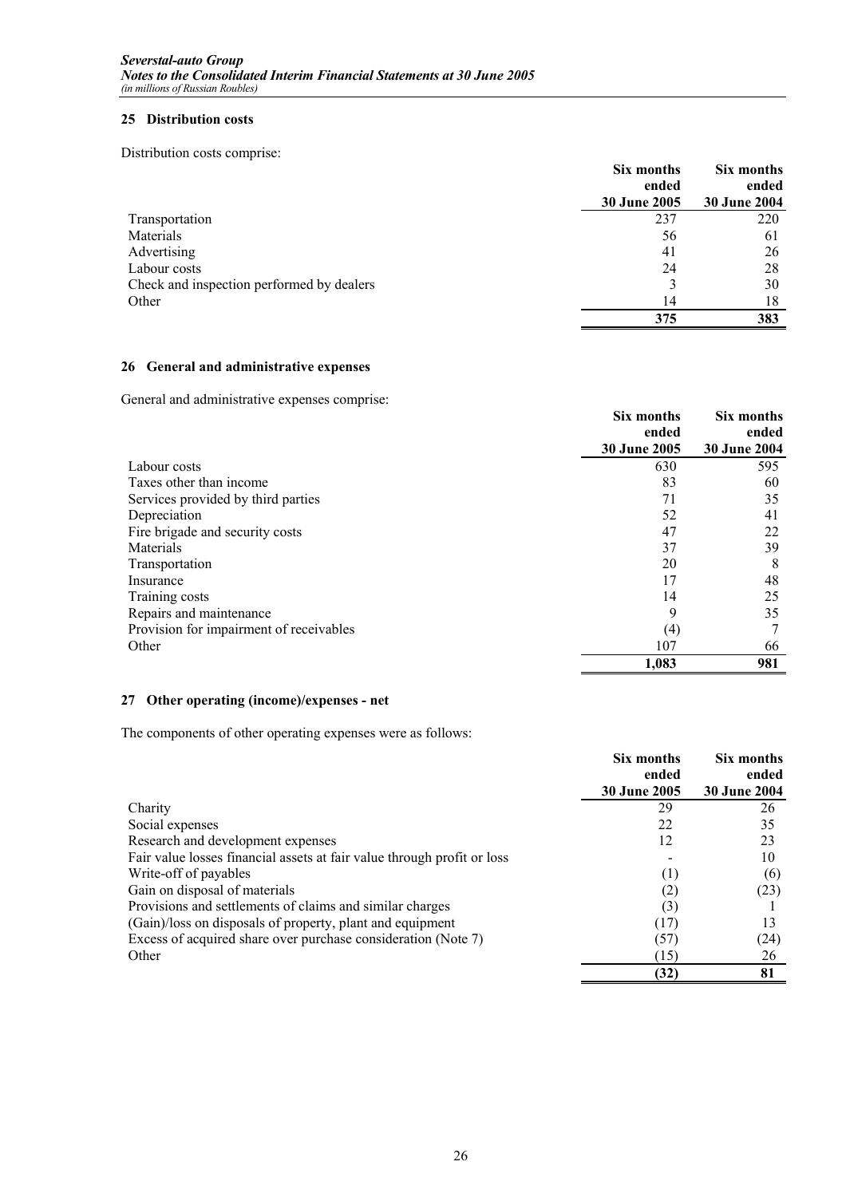## 25 Distribution costs

Distribution costs comprise:

| | Six months ended 30 June 2005 | Six months ended 30 June 2004 |
|---|---|---|
| Transportation | 237 | 220 |
| Materials | 56 | 61 |
| Advertising | 41 | 26 |
| Labour costs | 24 | 28 |
| Check and inspection performed by dealers | 3 | 30 |
| Other | 14 | 18 |
| | **375** | **383** |

## 26 General and administrative expenses

General and administrative expenses comprise:

| | Six months ended 30 June 2005 | Six months ended 30 June 2004 |
|---|---|---|
| Labour costs | 630 | 595 |
| Taxes other than income | 83 | 60 |
| Services provided by third parties | 71 | 35 |
| Depreciation | 52 | 41 |
| Fire brigade and security costs | 47 | 22 |
| Materials | 37 | 39 |
| Transportation | 20 | 8 |
| Insurance | 17 | 48 |
| Training costs | 14 | 25 |
| Repairs and maintenance | 9 | 35 |
| Provision for impairment of receivables | (4) | 7 |
| Other | 107 | 66 |
| | **1,083** | **981** |

## 27 Other operating (income)/expenses - net

The components of other operating expenses were as follows:

| | Six months ended 30 June 2005 | Six months ended 30 June 2004 |
|---|---|---|
| Charity | 29 | 26 |
| Social expenses | 22 | 35 |
| Research and development expenses | 12 | 23 |
| Fair value losses financial assets at fair value through profit or loss | - | 10 |
| Write-off of payables | (1) | (6) |
| Gain on disposal of materials | (2) | (23) |
| Provisions and settlements of claims and similar charges | (3) | 1 |
| (Gain)/loss on disposals of property, plant and equipment | (17) | 13 |
| Excess of acquired share over purchase consideration (Note 7) | (57) | (24) |
| Other | (15) | 26 |
| | **(32)** | **81** |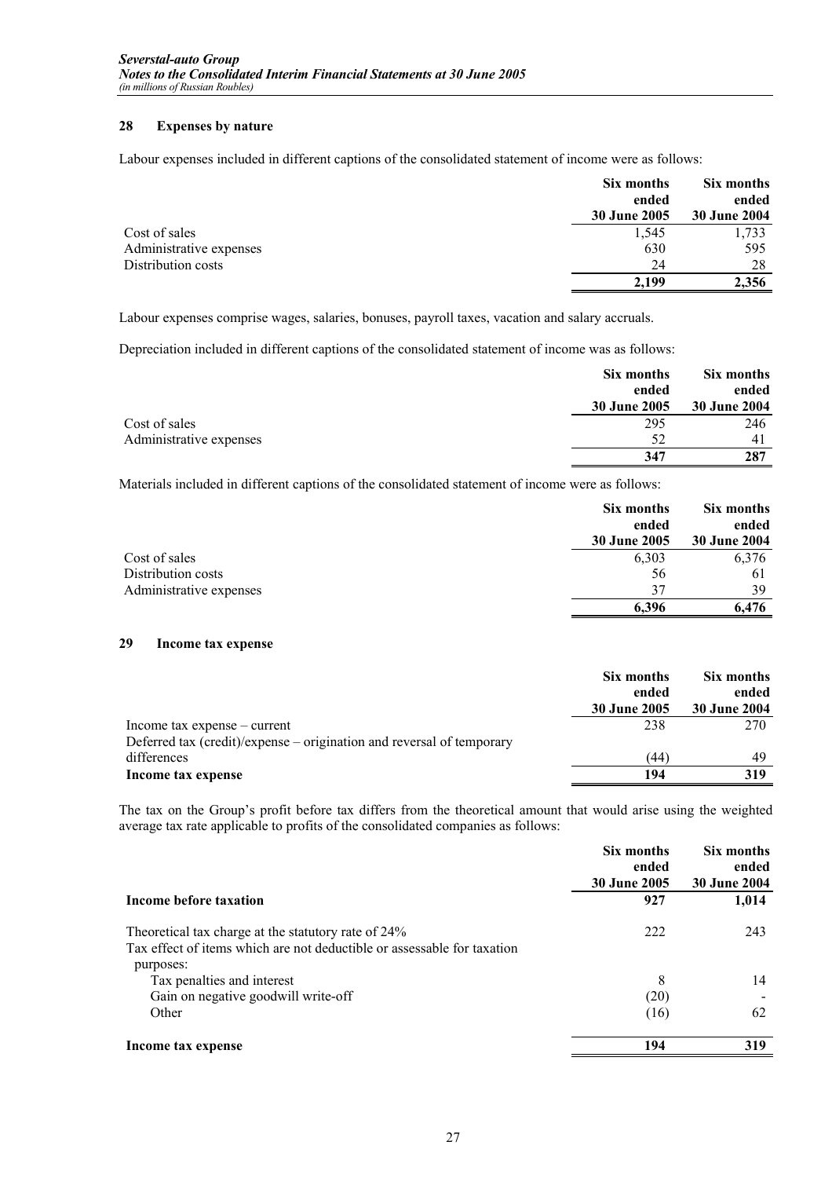## 28 Expenses by nature

Labour expenses included in different captions of the consolidated statement of income were as follows:

| | Six months ended 30 June 2005 | Six months ended 30 June 2004 |
|---|---|---|
| Cost of sales | 1,545 | 1,733 |
| Administrative expenses | 630 | 595 |
| Distribution costs | 24 | 28 |
| | **2,199** | **2,356** |

Labour expenses comprise wages, salaries, bonuses, payroll taxes, vacation and salary accruals.

Depreciation included in different captions of the consolidated statement of income was as follows:

| | Six months ended 30 June 2005 | Six months ended 30 June 2004 |
|---|---|---|
| Cost of sales | 295 | 246 |
| Administrative expenses | 52 | 41 |
| | **347** | **287** |

Materials included in different captions of the consolidated statement of income were as follows:

| | Six months ended 30 June 2005 | Six months ended 30 June 2004 |
|---|---|---|
| Cost of sales | 6,303 | 6,376 |
| Distribution costs | 56 | 61 |
| Administrative expenses | 37 | 39 |
| | **6,396** | **6,476** |

## 29 Income tax expense

| | Six months ended 30 June 2005 | Six months ended 30 June 2004 |
|---|---|---|
| Income tax expense – current | 238 | 270 |
| Deferred tax (credit)/expense – origination and reversal of temporary differences | (44) | 49 |
| **Income tax expense** | **194** | **319** |

The tax on the Group's profit before tax differs from the theoretical amount that would arise using the weighted average tax rate applicable to profits of the consolidated companies as follows:

| | Six months ended 30 June 2005 | Six months ended 30 June 2004 |
|---|---|---|
| **Income before taxation** | **927** | **1,014** |
| Theoretical tax charge at the statutory rate of 24% | 222 | 243 |
| Tax effect of items which are not deductible or assessable for taxation purposes: | | |
| Tax penalties and interest | 8 | 14 |
| Gain on negative goodwill write-off | (20) | - |
| Other | (16) | 62 |
| **Income tax expense** | **194** | **319** |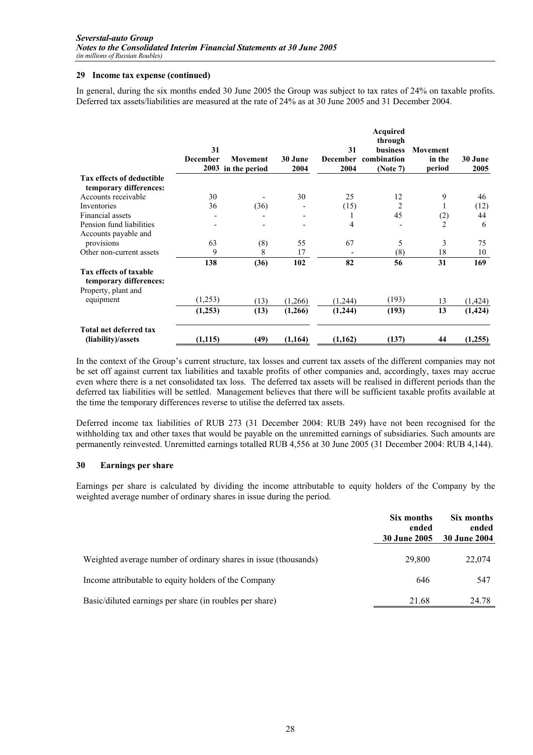## 29 Income tax expense (continued)

In general, during the six months ended 30 June 2005 the Group was subject to tax rates of 24% on taxable profits. Deferred tax assets/liabilities are measured at the rate of 24% as at 30 June 2005 and 31 December 2004.

| | 31 December 2003 | Movement in the period | 30 June 2004 | 31 December 2004 | Acquired through business combination (Note 7) | Movement in the period | 30 June 2005 |
|---|---|---|---|---|---|---|---|
| **Tax effects of deductible temporary differences:** | | | | | | | |
| Accounts receivable | 30 | - | 30 | 25 | 12 | 9 | 46 |
| Inventories | 36 | (36) | - | (15) | 2 | 1 | (12) |
| Financial assets | - | - | - | 1 | 45 | (2) | 44 |
| Pension fund liabilities | - | - | - | 4 | - | 2 | 6 |
| Accounts payable and provisions | 63 | (8) | 55 | 67 | 5 | 3 | 75 |
| Other non-current assets | 9 | 8 | 17 | - | (8) | 18 | 10 |
| | **138** | **(36)** | **102** | **82** | **56** | **31** | **169** |
| **Tax effects of taxable temporary differences:** | | | | | | | |
| Property, plant and equipment | (1,253) | (13) | (1,266) | (1,244) | (193) | 13 | (1,424) |
| | **(1,253)** | **(13)** | **(1,266)** | **(1,244)** | **(193)** | **13** | **(1,424)** |
| **Total net deferred tax (liability)/assets** | **(1,115)** | **(49)** | **(1,164)** | **(1,162)** | **(137)** | **44** | **(1,255)** |

In the context of the Group's current structure, tax losses and current tax assets of the different companies may not be set off against current tax liabilities and taxable profits of other companies and, accordingly, taxes may accrue even where there is a net consolidated tax loss. The deferred tax assets will be realised in different periods than the deferred tax liabilities will be settled. Management believes that there will be sufficient taxable profits available at the time the temporary differences reverse to utilise the deferred tax assets.

Deferred income tax liabilities of RUB 273 (31 December 2004: RUB 249) have not been recognised for the withholding tax and other taxes that would be payable on the unremitted earnings of subsidiaries. Such amounts are permanently reinvested. Unremitted earnings totalled RUB 4,556 at 30 June 2005 (31 December 2004: RUB 4,144).

## 30 Earnings per share

Earnings per share is calculated by dividing the income attributable to equity holders of the Company by the weighted average number of ordinary shares in issue during the period.

| | Six months ended 30 June 2005 | Six months ended 30 June 2004 |
|---|---|---|
| Weighted average number of ordinary shares in issue (thousands) | 29,800 | 22,074 |
| Income attributable to equity holders of the Company | 646 | 547 |
| Basic/diluted earnings per share (in roubles per share) | 21.68 | 24.78 |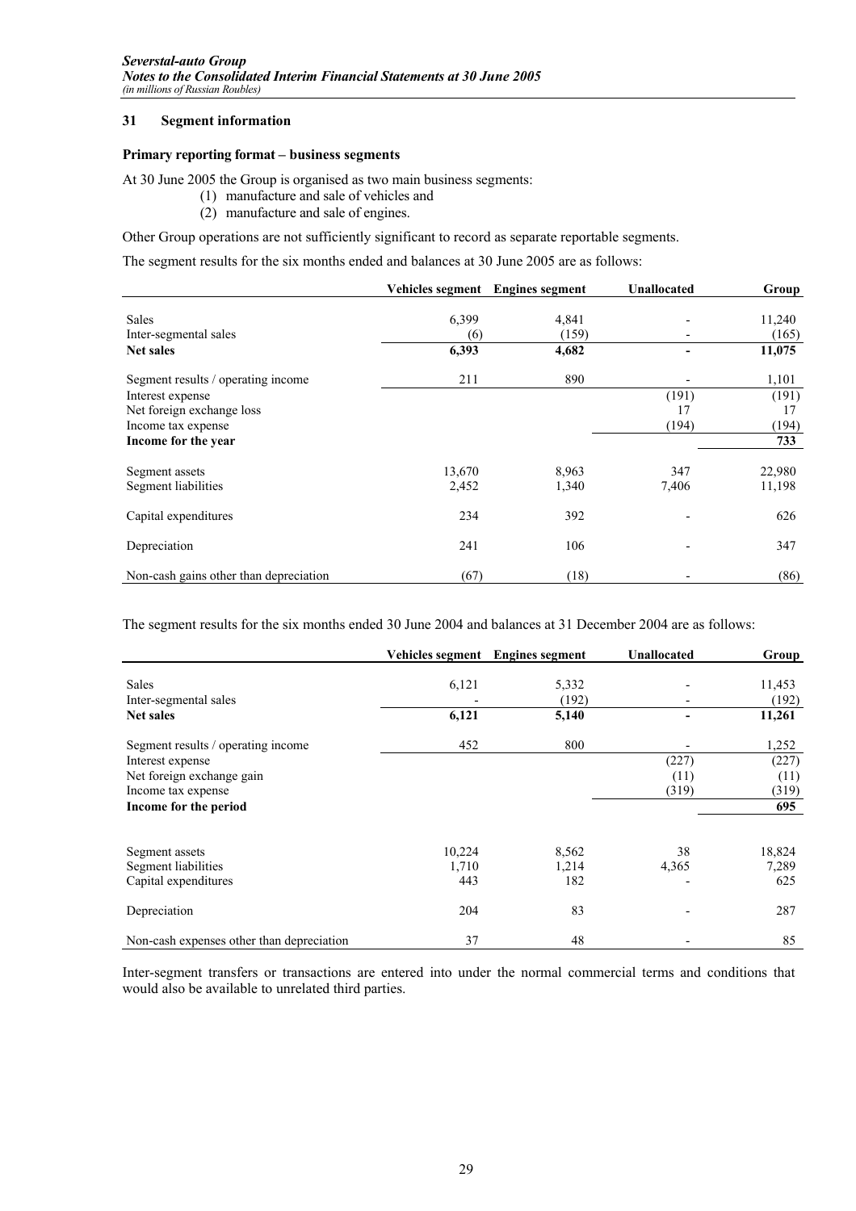## 31 Segment information

### Primary reporting format – business segments

At 30 June 2005 the Group is organised as two main business segments:

(1) manufacture and sale of vehicles and
(2) manufacture and sale of engines.

Other Group operations are not sufficiently significant to record as separate reportable segments.

The segment results for the six months ended and balances at 30 June 2005 are as follows:

| | Vehicles segment | Engines segment | Unallocated | Group |
|---|---|---|---|---|
| Sales | 6,399 | 4,841 | - | 11,240 |
| Inter-segmental sales | (6) | (159) | - | (165) |
| **Net sales** | **6,393** | **4,682** | **-** | **11,075** |
| Segment results / operating income | 211 | 890 | - | 1,101 |
| Interest expense | | | (191) | (191) |
| Net foreign exchange loss | | | 17 | 17 |
| Income tax expense | | | (194) | (194) |
| **Income for the year** | | | | **733** |
| Segment assets | 13,670 | 8,963 | 347 | 22,980 |
| Segment liabilities | 2,452 | 1,340 | 7,406 | 11,198 |
| Capital expenditures | 234 | 392 | - | 626 |
| Depreciation | 241 | 106 | - | 347 |
| Non-cash gains other than depreciation | (67) | (18) | - | (86) |

The segment results for the six months ended 30 June 2004 and balances at 31 December 2004 are as follows:

| | Vehicles segment | Engines segment | Unallocated | Group |
|---|---|---|---|---|
| Sales | 6,121 | 5,332 | - | 11,453 |
| Inter-segmental sales | - | (192) | - | (192) |
| **Net sales** | **6,121** | **5,140** | **-** | **11,261** |
| Segment results / operating income | 452 | 800 | - | 1,252 |
| Interest expense | | | (227) | (227) |
| Net foreign exchange gain | | | (11) | (11) |
| Income tax expense | | | (319) | (319) |
| **Income for the period** | | | | **695** |
| Segment assets | 10,224 | 8,562 | 38 | 18,824 |
| Segment liabilities | 1,710 | 1,214 | 4,365 | 7,289 |
| Capital expenditures | 443 | 182 | - | 625 |
| Depreciation | 204 | 83 | - | 287 |
| Non-cash expenses other than depreciation | 37 | 48 | - | 85 |

Inter-segment transfers or transactions are entered into under the normal commercial terms and conditions that would also be available to unrelated third parties.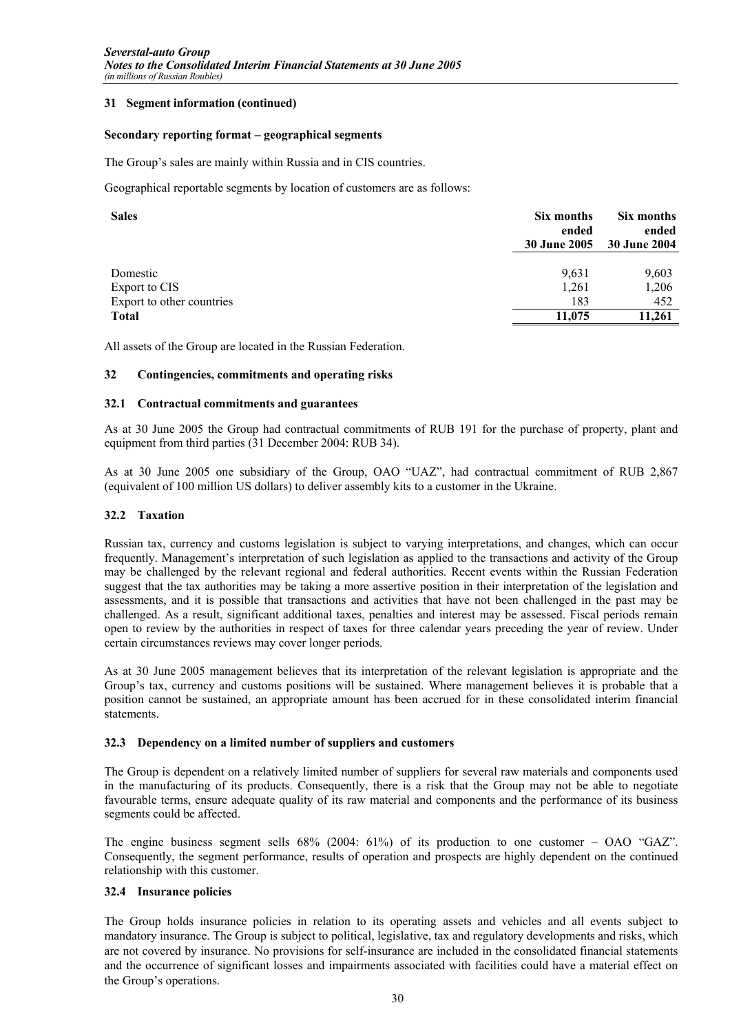### 31 Segment information (continued)

**Secondary reporting format – geographical segments**

The Group's sales are mainly within Russia and in CIS countries.

Geographical reportable segments by location of customers are as follows:

| Sales | Six months ended 30 June 2005 | Six months ended 30 June 2004 |
|---|---|---|
| Domestic | 9,631 | 9,603 |
| Export to CIS | 1,261 | 1,206 |
| Export to other countries | 183 | 452 |
| **Total** | **11,075** | **11,261** |

All assets of the Group are located in the Russian Federation.

### 32 Contingencies, commitments and operating risks

#### 32.1 Contractual commitments and guarantees

As at 30 June 2005 the Group had contractual commitments of RUB 191 for the purchase of property, plant and equipment from third parties (31 December 2004: RUB 34).

As at 30 June 2005 one subsidiary of the Group, OAO "UAZ", had contractual commitment of RUB 2,867 (equivalent of 100 million US dollars) to deliver assembly kits to a customer in the Ukraine.

#### 32.2 Taxation

Russian tax, currency and customs legislation is subject to varying interpretations, and changes, which can occur frequently. Management's interpretation of such legislation as applied to the transactions and activity of the Group may be challenged by the relevant regional and federal authorities. Recent events within the Russian Federation suggest that the tax authorities may be taking a more assertive position in their interpretation of the legislation and assessments, and it is possible that transactions and activities that have not been challenged in the past may be challenged. As a result, significant additional taxes, penalties and interest may be assessed. Fiscal periods remain open to review by the authorities in respect of taxes for three calendar years preceding the year of review. Under certain circumstances reviews may cover longer periods.

As at 30 June 2005 management believes that its interpretation of the relevant legislation is appropriate and the Group's tax, currency and customs positions will be sustained. Where management believes it is probable that a position cannot be sustained, an appropriate amount has been accrued for in these consolidated interim financial statements.

#### 32.3 Dependency on a limited number of suppliers and customers

The Group is dependent on a relatively limited number of suppliers for several raw materials and components used in the manufacturing of its products. Consequently, there is a risk that the Group may not be able to negotiate favourable terms, ensure adequate quality of its raw material and components and the performance of its business segments could be affected.

The engine business segment sells 68% (2004: 61%) of its production to one customer – OAO "GAZ". Consequently, the segment performance, results of operation and prospects are highly dependent on the continued relationship with this customer.

#### 32.4 Insurance policies

The Group holds insurance policies in relation to its operating assets and vehicles and all events subject to mandatory insurance. The Group is subject to political, legislative, tax and regulatory developments and risks, which are not covered by insurance. No provisions for self-insurance are included in the consolidated financial statements and the occurrence of significant losses and impairments associated with facilities could have a material effect on the Group's operations.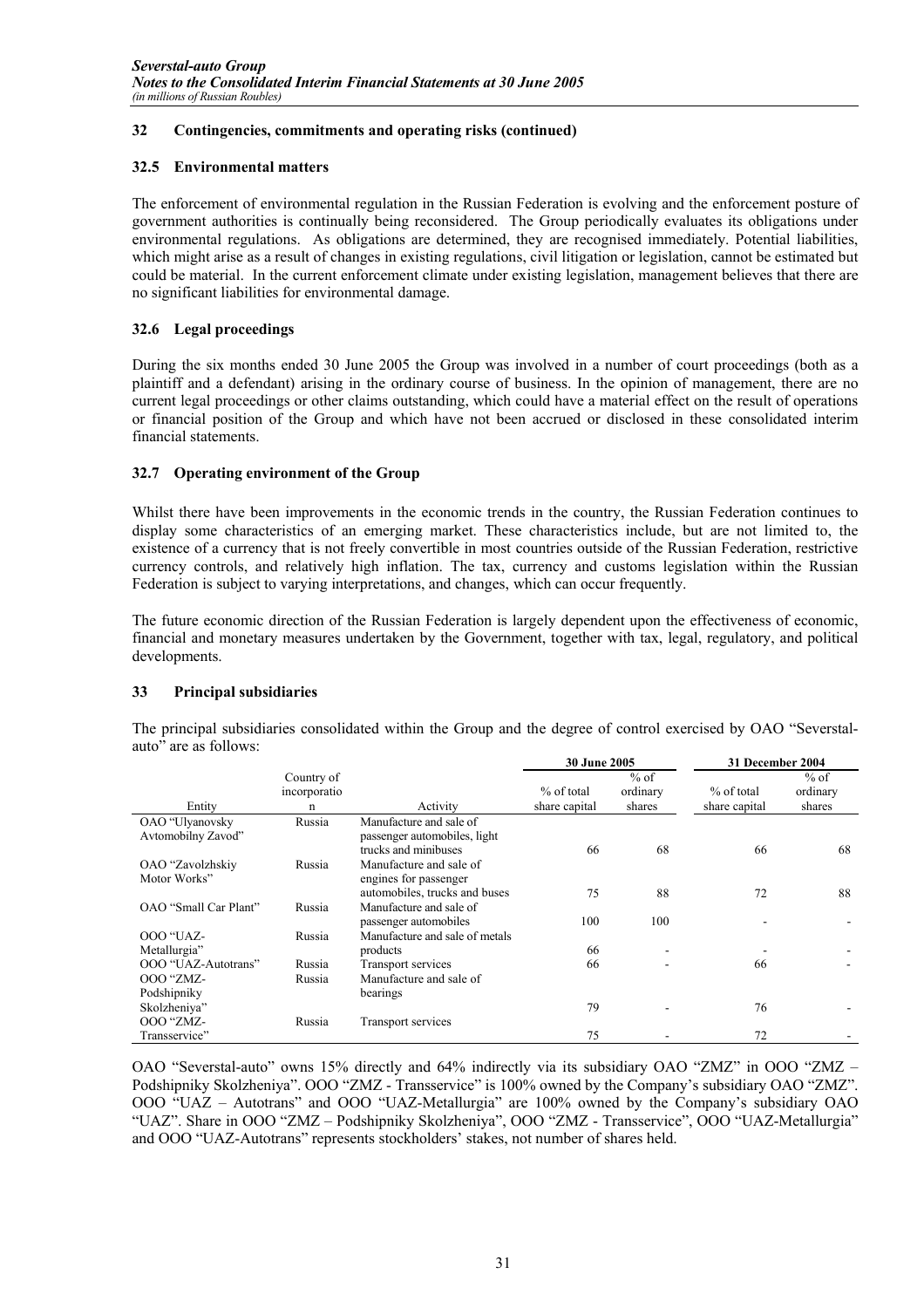## 32 Contingencies, commitments and operating risks (continued)

### 32.5 Environmental matters

The enforcement of environmental regulation in the Russian Federation is evolving and the enforcement posture of government authorities is continually being reconsidered. The Group periodically evaluates its obligations under environmental regulations. As obligations are determined, they are recognised immediately. Potential liabilities, which might arise as a result of changes in existing regulations, civil litigation or legislation, cannot be estimated but could be material. In the current enforcement climate under existing legislation, management believes that there are no significant liabilities for environmental damage.

### 32.6 Legal proceedings

During the six months ended 30 June 2005 the Group was involved in a number of court proceedings (both as a plaintiff and a defendant) arising in the ordinary course of business. In the opinion of management, there are no current legal proceedings or other claims outstanding, which could have a material effect on the result of operations or financial position of the Group and which have not been accrued or disclosed in these consolidated interim financial statements.

### 32.7 Operating environment of the Group

Whilst there have been improvements in the economic trends in the country, the Russian Federation continues to display some characteristics of an emerging market. These characteristics include, but are not limited to, the existence of a currency that is not freely convertible in most countries outside of the Russian Federation, restrictive currency controls, and relatively high inflation. The tax, currency and customs legislation within the Russian Federation is subject to varying interpretations, and changes, which can occur frequently.

The future economic direction of the Russian Federation is largely dependent upon the effectiveness of economic, financial and monetary measures undertaken by the Government, together with tax, legal, regulatory, and political developments.

## 33 Principal subsidiaries

The principal subsidiaries consolidated within the Group and the degree of control exercised by OAO "Severstal-auto" are as follows:

| | | | 30 June 2005 | | 31 December 2004 | |
|---|---|---|---|---|---|---|
| Entity | Country of incorporation | Activity | % of total share capital | % of ordinary shares | % of total share capital | % of ordinary shares |
| OAO "Ulyanovsky Avtomobilny Zavod" | Russia | Manufacture and sale of passenger automobiles, light trucks and minibuses | 66 | 68 | 66 | 68 |
| OAO "Zavolzhskiy Motor Works" | Russia | Manufacture and sale of engines for passenger automobiles, trucks and buses | 75 | 88 | 72 | 88 |
| OAO "Small Car Plant" | Russia | Manufacture and sale of passenger automobiles | 100 | 100 | - | - |
| OOO "UAZ-Metallurgia" | Russia | Manufacture and sale of metals products | 66 | - | - | - |
| OOO "UAZ-Autotrans" | Russia | Transport services | 66 | - | 66 | - |
| OOO "ZMZ-Podshipniky Skolzheniya" | Russia | Manufacture and sale of bearings | 79 | - | 76 | - |
| OOO "ZMZ-Transservice" | Russia | Transport services | 75 | - | 72 | - |

OAO "Severstal-auto" owns 15% directly and 64% indirectly via its subsidiary OAO "ZMZ" in OOO "ZMZ – Podshipniky Skolzheniya". OOO "ZMZ - Transservice" is 100% owned by the Company's subsidiary OAO "ZMZ". OOO "UAZ – Autotrans" and OOO "UAZ-Metallurgia" are 100% owned by the Company's subsidiary OAO "UAZ". Share in OOO "ZMZ – Podshipniky Skolzheniya", OOO "ZMZ - Transservice", OOO "UAZ-Metallurgia" and OOO "UAZ-Autotrans" represents stockholders' stakes, not number of shares held.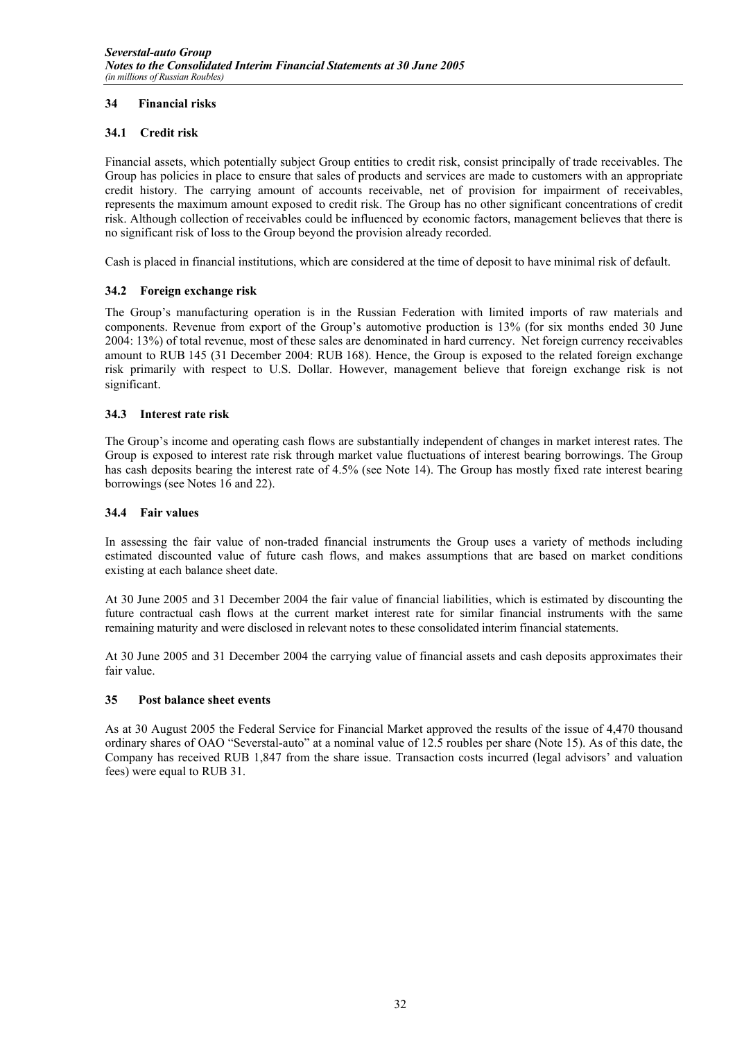## 34 Financial risks

### 34.1 Credit risk

Financial assets, which potentially subject Group entities to credit risk, consist principally of trade receivables. The Group has policies in place to ensure that sales of products and services are made to customers with an appropriate credit history. The carrying amount of accounts receivable, net of provision for impairment of receivables, represents the maximum amount exposed to credit risk. The Group has no other significant concentrations of credit risk. Although collection of receivables could be influenced by economic factors, management believes that there is no significant risk of loss to the Group beyond the provision already recorded.

Cash is placed in financial institutions, which are considered at the time of deposit to have minimal risk of default.

### 34.2 Foreign exchange risk

The Group's manufacturing operation is in the Russian Federation with limited imports of raw materials and components. Revenue from export of the Group's automotive production is 13% (for six months ended 30 June 2004: 13%) of total revenue, most of these sales are denominated in hard currency. Net foreign currency receivables amount to RUB 145 (31 December 2004: RUB 168). Hence, the Group is exposed to the related foreign exchange risk primarily with respect to U.S. Dollar. However, management believe that foreign exchange risk is not significant.

### 34.3 Interest rate risk

The Group's income and operating cash flows are substantially independent of changes in market interest rates. The Group is exposed to interest rate risk through market value fluctuations of interest bearing borrowings. The Group has cash deposits bearing the interest rate of 4.5% (see Note 14). The Group has mostly fixed rate interest bearing borrowings (see Notes 16 and 22).

### 34.4 Fair values

In assessing the fair value of non-traded financial instruments the Group uses a variety of methods including estimated discounted value of future cash flows, and makes assumptions that are based on market conditions existing at each balance sheet date.

At 30 June 2005 and 31 December 2004 the fair value of financial liabilities, which is estimated by discounting the future contractual cash flows at the current market interest rate for similar financial instruments with the same remaining maturity and were disclosed in relevant notes to these consolidated interim financial statements.

At 30 June 2005 and 31 December 2004 the carrying value of financial assets and cash deposits approximates their fair value.

## 35 Post balance sheet events

As at 30 August 2005 the Federal Service for Financial Market approved the results of the issue of 4,470 thousand ordinary shares of OAO "Severstal-auto" at a nominal value of 12.5 roubles per share (Note 15). As of this date, the Company has received RUB 1,847 from the share issue. Transaction costs incurred (legal advisors' and valuation fees) were equal to RUB 31.